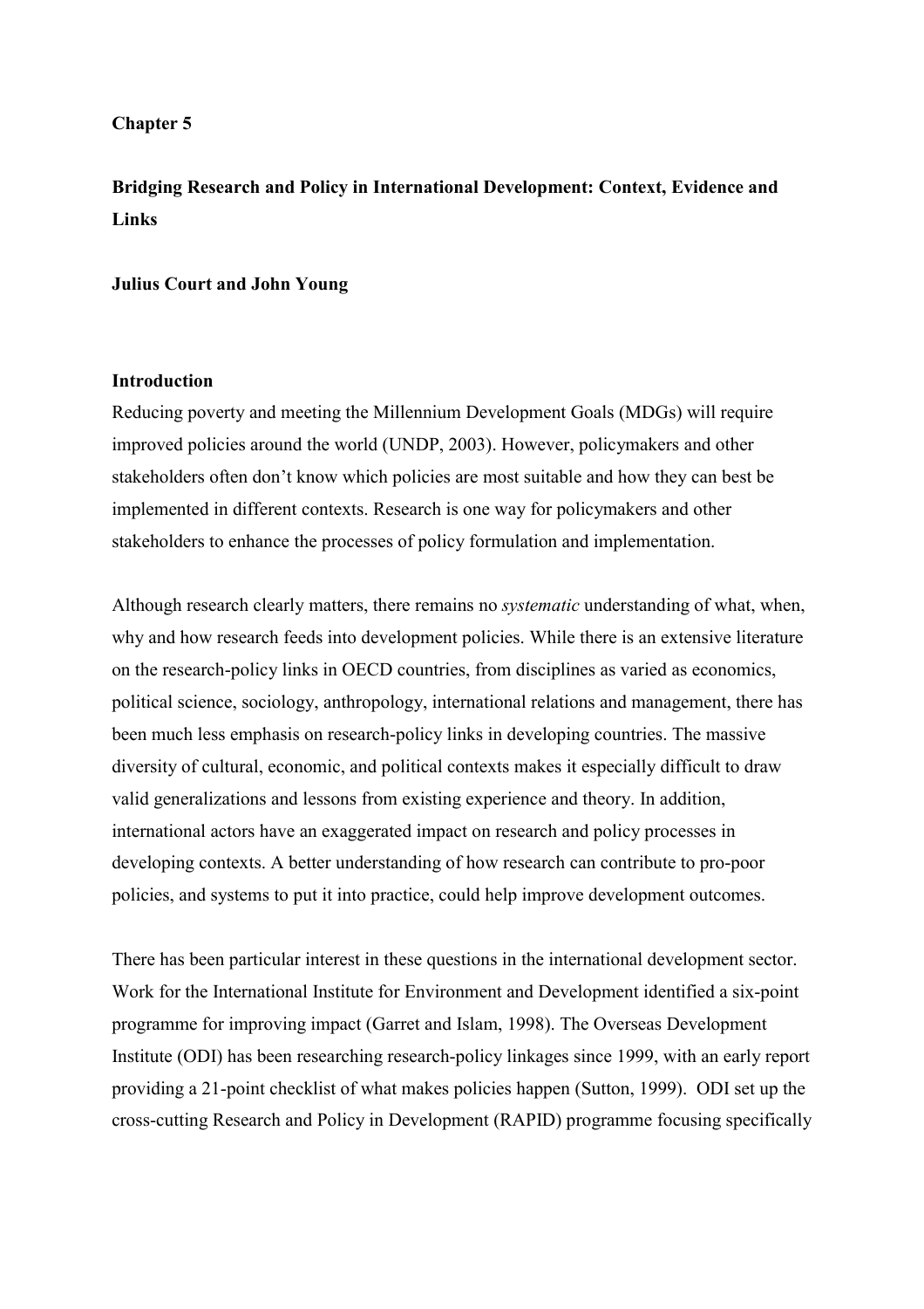**Chapter 5**

# Bridging Research and Policy in International Development: Context, Evidence and Links

**Julius Court and John Young**

## Introduction

Reducing poverty and meeting the Millennium Development Goals (MDGs) will require improved policies around the world (UNDP, 2003). However, policymakers and other stakeholders often don't know which policies are most suitable and how they can best be implemented in different contexts. Research is one way for policymakers and other stakeholders to enhance the processes of policy formulation and implementation.

Although research clearly matters, there remains no *systematic* understanding of what, when, why and how research feeds into development policies. While there is an extensive literature on the research-policy links in OECD countries, from disciplines as varied as economics, political science, sociology, anthropology, international relations and management, there has been much less emphasis on research-policy links in developing countries. The massive diversity of cultural, economic, and political contexts makes it especially difficult to draw valid generalizations and lessons from existing experience and theory. In addition, international actors have an exaggerated impact on research and policy processes in developing contexts. A better understanding of how research can contribute to pro-poor policies, and systems to put it into practice, could help improve development outcomes.

There has been particular interest in these questions in the international development sector. Work for the International Institute for Environment and Development identified a six-point programme for improving impact (Garret and Islam, 1998). The Overseas Development Institute (ODI) has been researching research-policy linkages since 1999, with an early report providing a 21-point checklist of what makes policies happen (Sutton, 1999). ODI set up the cross-cutting Research and Policy in Development (RAPID) programme focusing specifically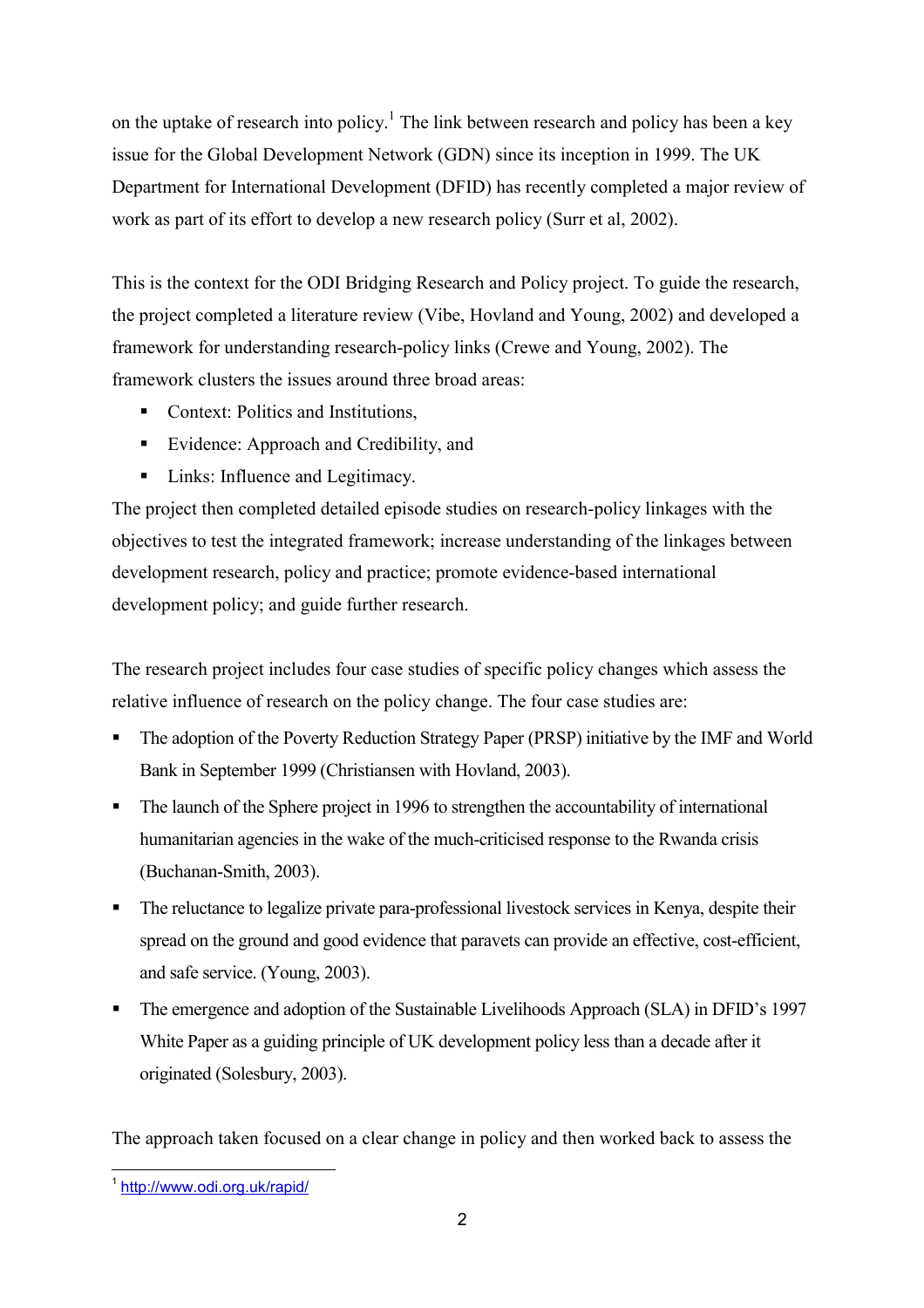on the uptake of research into policy.[1] The link between research and policy has been a key issue for the Global Development Network (GDN) since its inception in 1999. The UK Department for International Development (DFID) has recently completed a major review of work as part of its effort to develop a new research policy (Surr et al, 2002).

This is the context for the ODI Bridging Research and Policy project. To guide the research, the project completed a literature review (Vibe, Hovland and Young, 2002) and developed a framework for understanding research-policy links (Crewe and Young, 2002). The framework clusters the issues around three broad areas:

- Context: Politics and Institutions,
- Evidence: Approach and Credibility, and
- Links: Influence and Legitimacy.

The project then completed detailed episode studies on research-policy linkages with the objectives to test the integrated framework; increase understanding of the linkages between development research, policy and practice; promote evidence-based international development policy; and guide further research.

The research project includes four case studies of specific policy changes which assess the relative influence of research on the policy change. The four case studies are:

- The adoption of the Poverty Reduction Strategy Paper (PRSP) initiative by the IMF and World Bank in September 1999 (Christiansen with Hovland, 2003).
- The launch of the Sphere project in 1996 to strengthen the accountability of international humanitarian agencies in the wake of the much-criticised response to the Rwanda crisis (Buchanan-Smith, 2003).
- The reluctance to legalize private para-professional livestock services in Kenya, despite their spread on the ground and good evidence that paravets can provide an effective, cost-efficient, and safe service. (Young, 2003).
- The emergence and adoption of the Sustainable Livelihoods Approach (SLA) in DFID's 1997 White Paper as a guiding principle of UK development policy less than a decade after it originated (Solesbury, 2003).

The approach taken focused on a clear change in policy and then worked back to assess the

[1] http://www.odi.org.uk/rapid/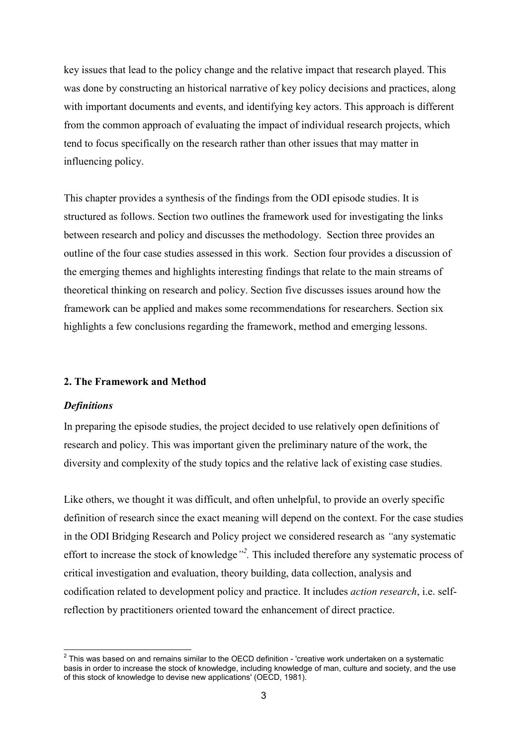key issues that lead to the policy change and the relative impact that research played. This was done by constructing an historical narrative of key policy decisions and practices, along with important documents and events, and identifying key actors. This approach is different from the common approach of evaluating the impact of individual research projects, which tend to focus specifically on the research rather than other issues that may matter in influencing policy.

This chapter provides a synthesis of the findings from the ODI episode studies. It is structured as follows. Section two outlines the framework used for investigating the links between research and policy and discusses the methodology. Section three provides an outline of the four case studies assessed in this work. Section four provides a discussion of the emerging themes and highlights interesting findings that relate to the main streams of theoretical thinking on research and policy. Section five discusses issues around how the framework can be applied and makes some recommendations for researchers. Section six highlights a few conclusions regarding the framework, method and emerging lessons.

## 2. The Framework and Method

### *Definitions*

In preparing the episode studies, the project decided to use relatively open definitions of research and policy. This was important given the preliminary nature of the work, the diversity and complexity of the study topics and the relative lack of existing case studies.

Like others, we thought it was difficult, and often unhelpful, to provide an overly specific definition of research since the exact meaning will depend on the context. For the case studies in the ODI Bridging Research and Policy project we considered research as *"*any systematic effort to increase the stock of knowledge*"*[2]. This included therefore any systematic process of critical investigation and evaluation, theory building, data collection, analysis and codification related to development policy and practice. It includes *action research*, i.e. self-reflection by practitioners oriented toward the enhancement of direct practice.

[2] This was based on and remains similar to the OECD definition - 'creative work undertaken on a systematic basis in order to increase the stock of knowledge, including knowledge of man, culture and society, and the use of this stock of knowledge to devise new applications' (OECD, 1981).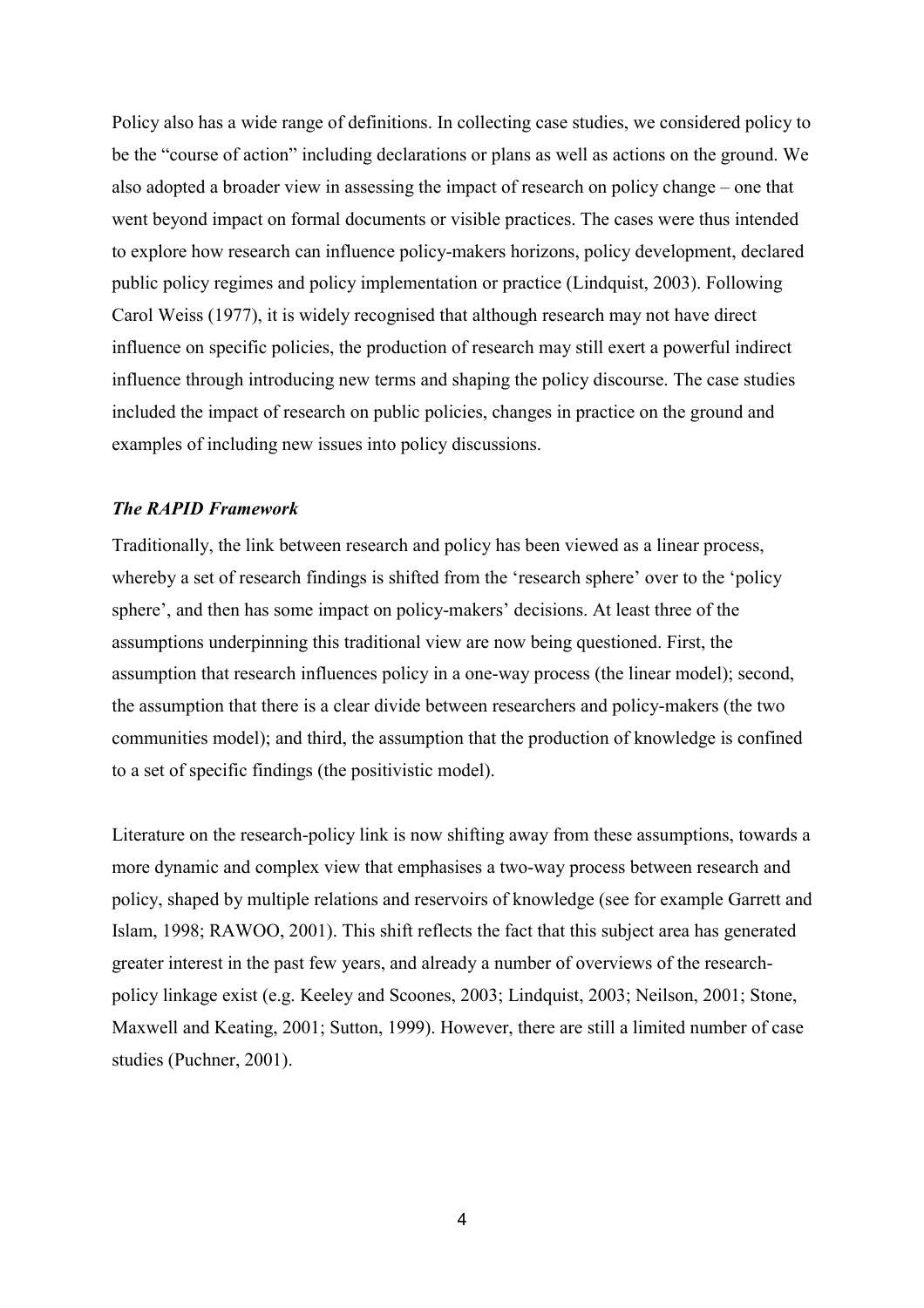Policy also has a wide range of definitions. In collecting case studies, we considered policy to be the "course of action" including declarations or plans as well as actions on the ground. We also adopted a broader view in assessing the impact of research on policy change – one that went beyond impact on formal documents or visible practices. The cases were thus intended to explore how research can influence policy-makers horizons, policy development, declared public policy regimes and policy implementation or practice (Lindquist, 2003). Following Carol Weiss (1977), it is widely recognised that although research may not have direct influence on specific policies, the production of research may still exert a powerful indirect influence through introducing new terms and shaping the policy discourse. The case studies included the impact of research on public policies, changes in practice on the ground and examples of including new issues into policy discussions.

### *The RAPID Framework*

Traditionally, the link between research and policy has been viewed as a linear process, whereby a set of research findings is shifted from the 'research sphere' over to the 'policy sphere', and then has some impact on policy-makers' decisions. At least three of the assumptions underpinning this traditional view are now being questioned. First, the assumption that research influences policy in a one-way process (the linear model); second, the assumption that there is a clear divide between researchers and policy-makers (the two communities model); and third, the assumption that the production of knowledge is confined to a set of specific findings (the positivistic model).

Literature on the research-policy link is now shifting away from these assumptions, towards a more dynamic and complex view that emphasises a two-way process between research and policy, shaped by multiple relations and reservoirs of knowledge (see for example Garrett and Islam, 1998; RAWOO, 2001). This shift reflects the fact that this subject area has generated greater interest in the past few years, and already a number of overviews of the research-policy linkage exist (e.g. Keeley and Scoones, 2003; Lindquist, 2003; Neilson, 2001; Stone, Maxwell and Keating, 2001; Sutton, 1999). However, there are still a limited number of case studies (Puchner, 2001).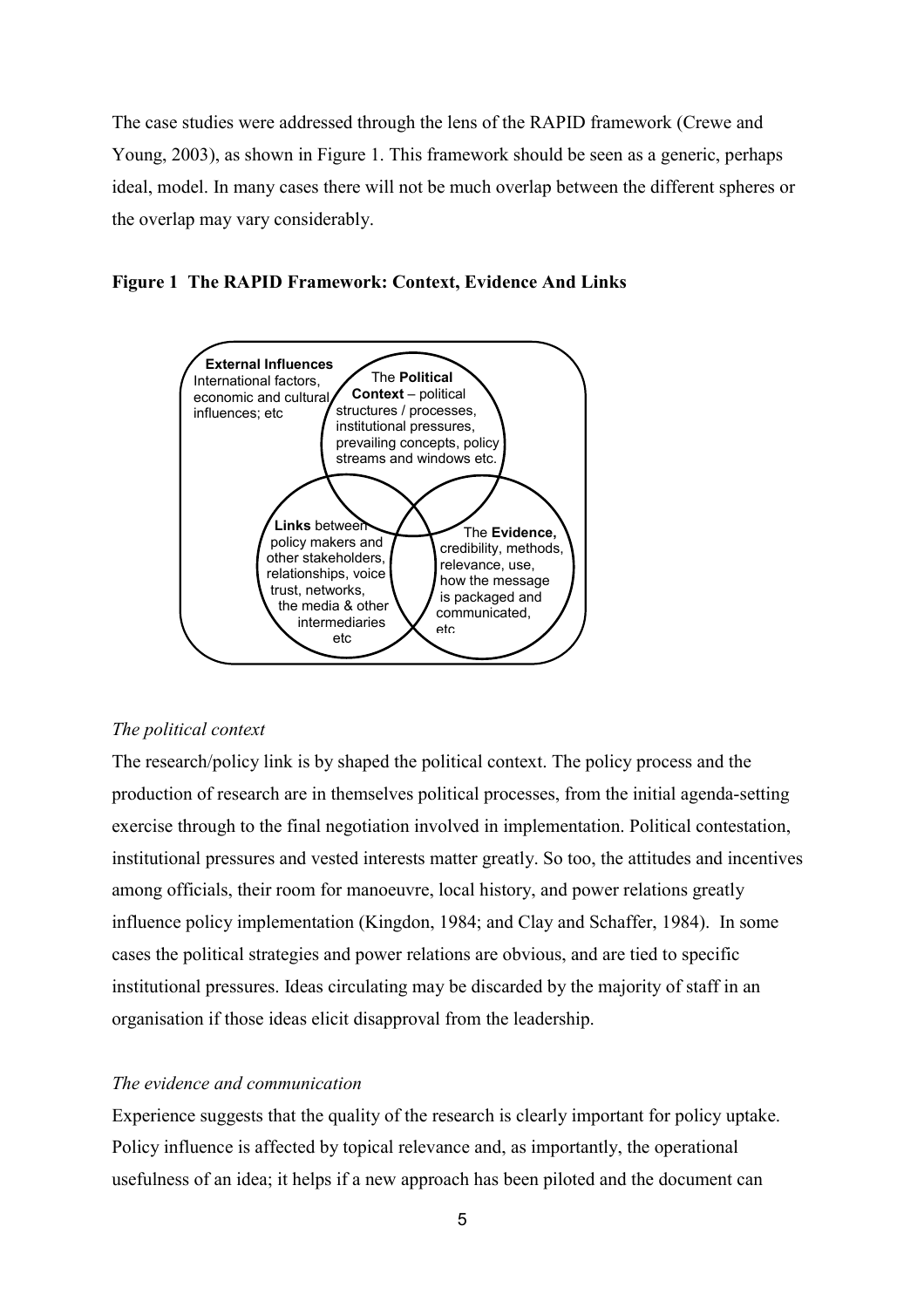The case studies were addressed through the lens of the RAPID framework (Crewe and Young, 2003), as shown in Figure 1. This framework should be seen as a generic, perhaps ideal, model. In many cases there will not be much overlap between the different spheres or the overlap may vary considerably.

**Figure 1 The RAPID Framework: Context, Evidence And Links**

**External Influences**
International factors, economic and cultural influences; etc

The **Political Context** – political structures / processes, institutional pressures, prevailing concepts, policy streams and windows etc.

**Links** between policy makers and other stakeholders, relationships, voice trust, networks, the media & other intermediaries etc

The **Evidence,** credibility, methods, relevance, use, how the message is packaged and communicated, etc

*The political context*

The research/policy link is by shaped the political context. The policy process and the production of research are in themselves political processes, from the initial agenda-setting exercise through to the final negotiation involved in implementation. Political contestation, institutional pressures and vested interests matter greatly. So too, the attitudes and incentives among officials, their room for manoeuvre, local history, and power relations greatly influence policy implementation (Kingdon, 1984; and Clay and Schaffer, 1984). In some cases the political strategies and power relations are obvious, and are tied to specific institutional pressures. Ideas circulating may be discarded by the majority of staff in an organisation if those ideas elicit disapproval from the leadership.

*The evidence and communication*

Experience suggests that the quality of the research is clearly important for policy uptake. Policy influence is affected by topical relevance and, as importantly, the operational usefulness of an idea; it helps if a new approach has been piloted and the document can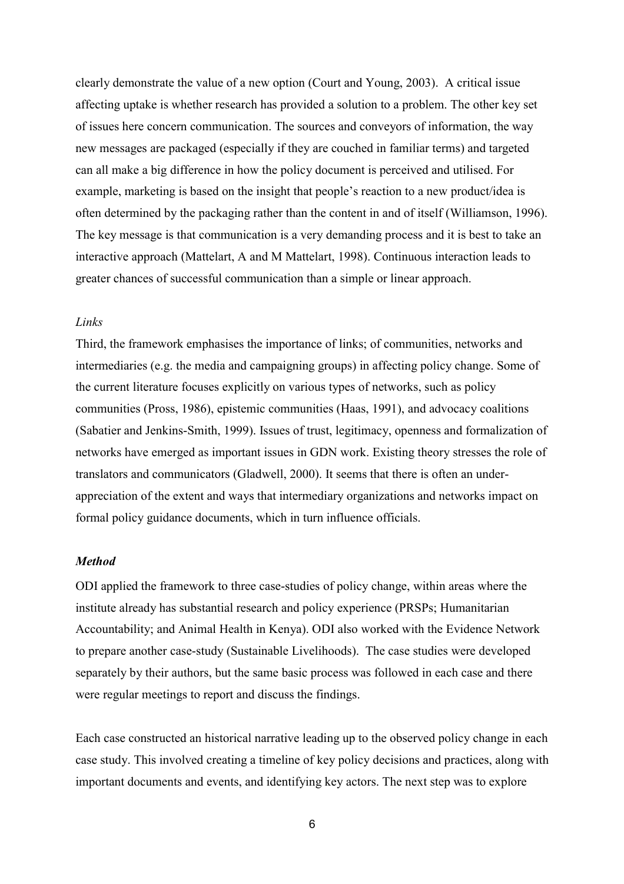clearly demonstrate the value of a new option (Court and Young, 2003). A critical issue affecting uptake is whether research has provided a solution to a problem. The other key set of issues here concern communication. The sources and conveyors of information, the way new messages are packaged (especially if they are couched in familiar terms) and targeted can all make a big difference in how the policy document is perceived and utilised. For example, marketing is based on the insight that people's reaction to a new product/idea is often determined by the packaging rather than the content in and of itself (Williamson, 1996). The key message is that communication is a very demanding process and it is best to take an interactive approach (Mattelart, A and M Mattelart, 1998). Continuous interaction leads to greater chances of successful communication than a simple or linear approach.

*Links*

Third, the framework emphasises the importance of links; of communities, networks and intermediaries (e.g. the media and campaigning groups) in affecting policy change. Some of the current literature focuses explicitly on various types of networks, such as policy communities (Pross, 1986), epistemic communities (Haas, 1991), and advocacy coalitions (Sabatier and Jenkins-Smith, 1999). Issues of trust, legitimacy, openness and formalization of networks have emerged as important issues in GDN work. Existing theory stresses the role of translators and communicators (Gladwell, 2000). It seems that there is often an under-appreciation of the extent and ways that intermediary organizations and networks impact on formal policy guidance documents, which in turn influence officials.

***Method***

ODI applied the framework to three case-studies of policy change, within areas where the institute already has substantial research and policy experience (PRSPs; Humanitarian Accountability; and Animal Health in Kenya). ODI also worked with the Evidence Network to prepare another case-study (Sustainable Livelihoods). The case studies were developed separately by their authors, but the same basic process was followed in each case and there were regular meetings to report and discuss the findings.

Each case constructed an historical narrative leading up to the observed policy change in each case study. This involved creating a timeline of key policy decisions and practices, along with important documents and events, and identifying key actors. The next step was to explore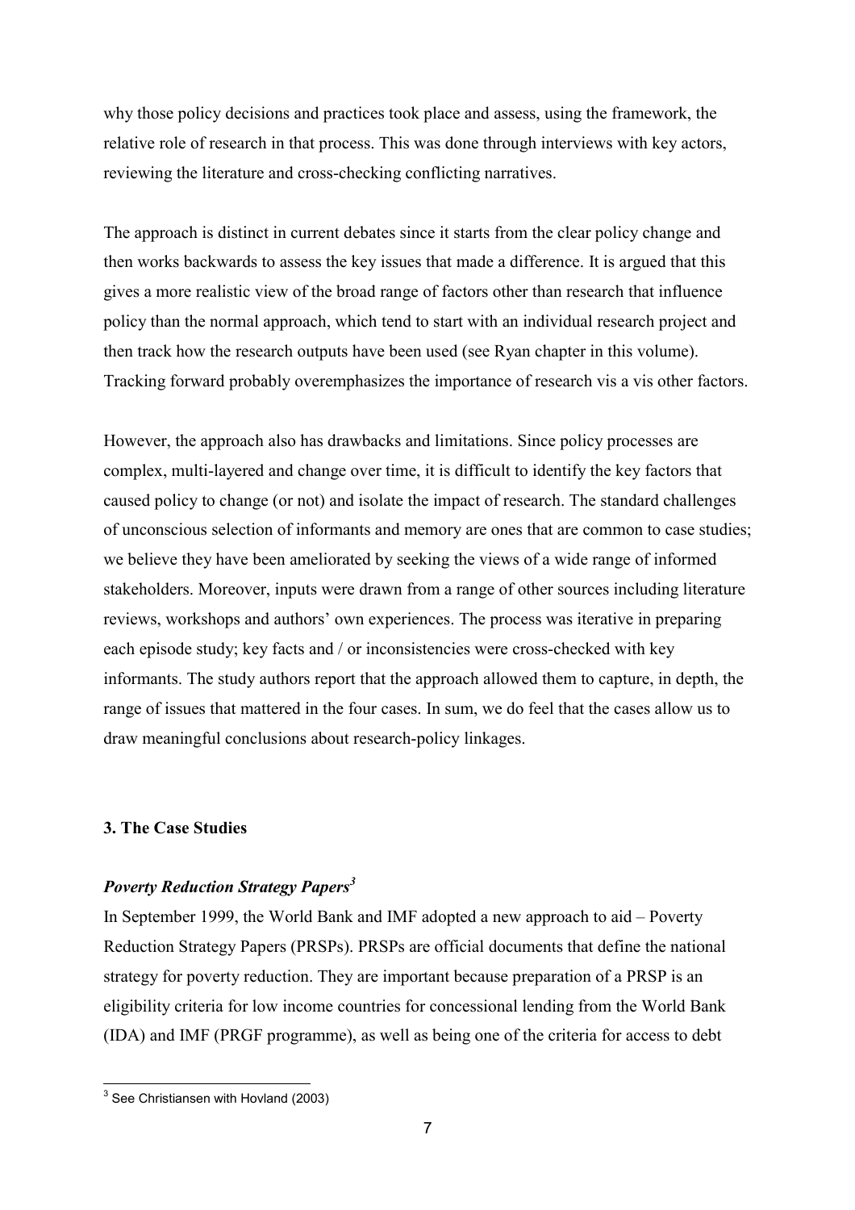why those policy decisions and practices took place and assess, using the framework, the relative role of research in that process. This was done through interviews with key actors, reviewing the literature and cross-checking conflicting narratives.

The approach is distinct in current debates since it starts from the clear policy change and then works backwards to assess the key issues that made a difference. It is argued that this gives a more realistic view of the broad range of factors other than research that influence policy than the normal approach, which tend to start with an individual research project and then track how the research outputs have been used (see Ryan chapter in this volume). Tracking forward probably overemphasizes the importance of research vis a vis other factors.

However, the approach also has drawbacks and limitations. Since policy processes are complex, multi-layered and change over time, it is difficult to identify the key factors that caused policy to change (or not) and isolate the impact of research. The standard challenges of unconscious selection of informants and memory are ones that are common to case studies; we believe they have been ameliorated by seeking the views of a wide range of informed stakeholders. Moreover, inputs were drawn from a range of other sources including literature reviews, workshops and authors' own experiences. The process was iterative in preparing each episode study; key facts and / or inconsistencies were cross-checked with key informants. The study authors report that the approach allowed them to capture, in depth, the range of issues that mattered in the four cases. In sum, we do feel that the cases allow us to draw meaningful conclusions about research-policy linkages.

## 3. The Case Studies

### *Poverty Reduction Strategy Papers*[3]

In September 1999, the World Bank and IMF adopted a new approach to aid – Poverty Reduction Strategy Papers (PRSPs). PRSPs are official documents that define the national strategy for poverty reduction. They are important because preparation of a PRSP is an eligibility criteria for low income countries for concessional lending from the World Bank (IDA) and IMF (PRGF programme), as well as being one of the criteria for access to debt

[3] See Christiansen with Hovland (2003)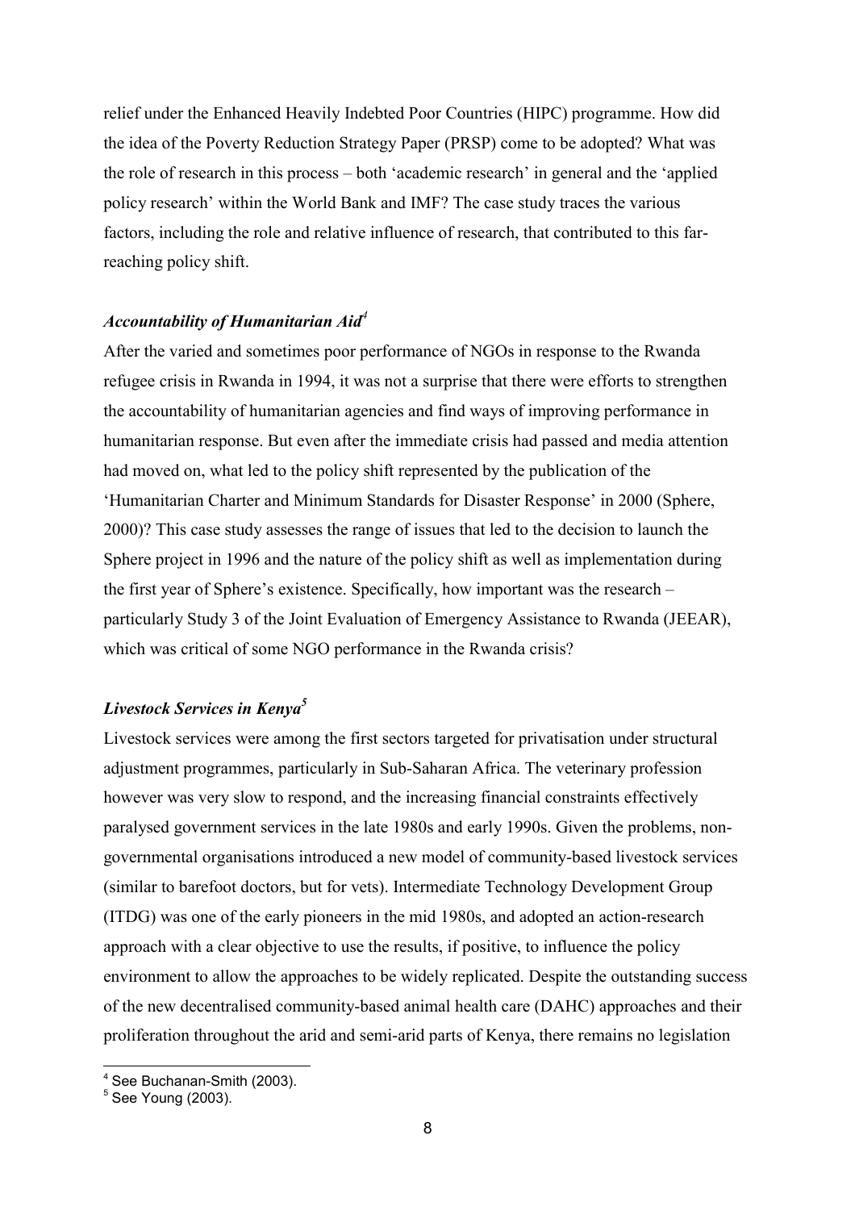relief under the Enhanced Heavily Indebted Poor Countries (HIPC) programme. How did the idea of the Poverty Reduction Strategy Paper (PRSP) come to be adopted? What was the role of research in this process – both 'academic research' in general and the 'applied policy research' within the World Bank and IMF? The case study traces the various factors, including the role and relative influence of research, that contributed to this far-reaching policy shift.

### *Accountability of Humanitarian Aid*[4]

After the varied and sometimes poor performance of NGOs in response to the Rwanda refugee crisis in Rwanda in 1994, it was not a surprise that there were efforts to strengthen the accountability of humanitarian agencies and find ways of improving performance in humanitarian response. But even after the immediate crisis had passed and media attention had moved on, what led to the policy shift represented by the publication of the 'Humanitarian Charter and Minimum Standards for Disaster Response' in 2000 (Sphere, 2000)? This case study assesses the range of issues that led to the decision to launch the Sphere project in 1996 and the nature of the policy shift as well as implementation during the first year of Sphere's existence. Specifically, how important was the research – particularly Study 3 of the Joint Evaluation of Emergency Assistance to Rwanda (JEEAR), which was critical of some NGO performance in the Rwanda crisis?

### *Livestock Services in Kenya*[5]

Livestock services were among the first sectors targeted for privatisation under structural adjustment programmes, particularly in Sub-Saharan Africa. The veterinary profession however was very slow to respond, and the increasing financial constraints effectively paralysed government services in the late 1980s and early 1990s. Given the problems, non-governmental organisations introduced a new model of community-based livestock services (similar to barefoot doctors, but for vets). Intermediate Technology Development Group (ITDG) was one of the early pioneers in the mid 1980s, and adopted an action-research approach with a clear objective to use the results, if positive, to influence the policy environment to allow the approaches to be widely replicated. Despite the outstanding success of the new decentralised community-based animal health care (DAHC) approaches and their proliferation throughout the arid and semi-arid parts of Kenya, there remains no legislation

---

[4] See Buchanan-Smith (2003).

[5] See Young (2003).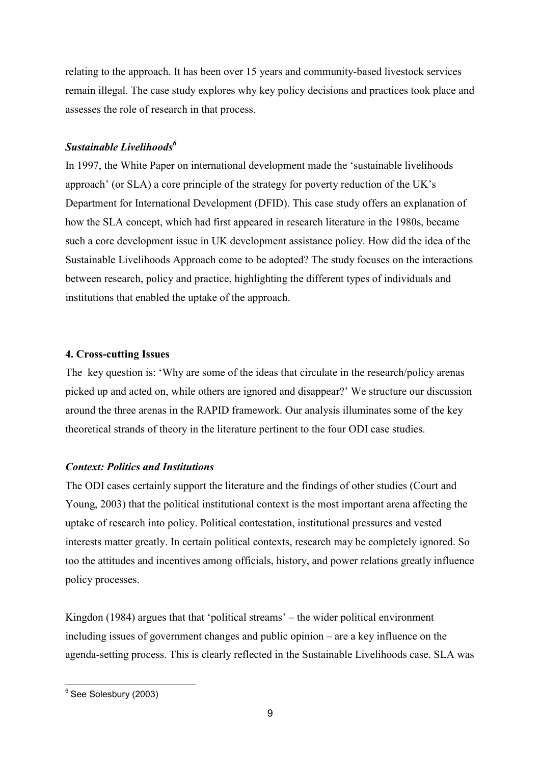relating to the approach. It has been over 15 years and community-based livestock services remain illegal. The case study explores why key policy decisions and practices took place and assesses the role of research in that process.

### *Sustainable Livelihoods*[6]

In 1997, the White Paper on international development made the 'sustainable livelihoods approach' (or SLA) a core principle of the strategy for poverty reduction of the UK's Department for International Development (DFID). This case study offers an explanation of how the SLA concept, which had first appeared in research literature in the 1980s, became such a core development issue in UK development assistance policy. How did the idea of the Sustainable Livelihoods Approach come to be adopted? The study focuses on the interactions between research, policy and practice, highlighting the different types of individuals and institutions that enabled the uptake of the approach.

## 4. Cross-cutting Issues

The key question is: 'Why are some of the ideas that circulate in the research/policy arenas picked up and acted on, while others are ignored and disappear?' We structure our discussion around the three arenas in the RAPID framework. Our analysis illuminates some of the key theoretical strands of theory in the literature pertinent to the four ODI case studies.

### *Context: Politics and Institutions*

The ODI cases certainly support the literature and the findings of other studies (Court and Young, 2003) that the political institutional context is the most important arena affecting the uptake of research into policy. Political contestation, institutional pressures and vested interests matter greatly. In certain political contexts, research may be completely ignored. So too the attitudes and incentives among officials, history, and power relations greatly influence policy processes.

Kingdon (1984) argues that that 'political streams' – the wider political environment including issues of government changes and public opinion – are a key influence on the agenda-setting process. This is clearly reflected in the Sustainable Livelihoods case. SLA was

[6] See Solesbury (2003)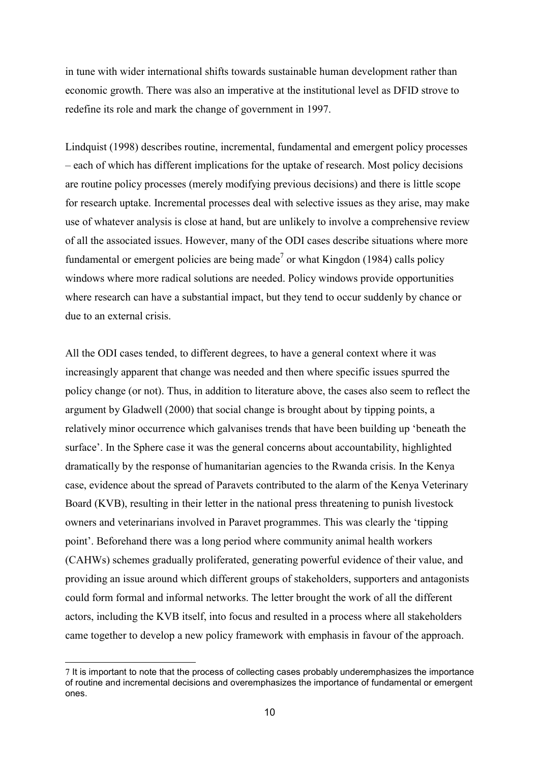in tune with wider international shifts towards sustainable human development rather than economic growth. There was also an imperative at the institutional level as DFID strove to redefine its role and mark the change of government in 1997.

Lindquist (1998) describes routine, incremental, fundamental and emergent policy processes – each of which has different implications for the uptake of research. Most policy decisions are routine policy processes (merely modifying previous decisions) and there is little scope for research uptake. Incremental processes deal with selective issues as they arise, may make use of whatever analysis is close at hand, but are unlikely to involve a comprehensive review of all the associated issues. However, many of the ODI cases describe situations where more fundamental or emergent policies are being made[7] or what Kingdon (1984) calls policy windows where more radical solutions are needed. Policy windows provide opportunities where research can have a substantial impact, but they tend to occur suddenly by chance or due to an external crisis.

All the ODI cases tended, to different degrees, to have a general context where it was increasingly apparent that change was needed and then where specific issues spurred the policy change (or not). Thus, in addition to literature above, the cases also seem to reflect the argument by Gladwell (2000) that social change is brought about by tipping points, a relatively minor occurrence which galvanises trends that have been building up 'beneath the surface'. In the Sphere case it was the general concerns about accountability, highlighted dramatically by the response of humanitarian agencies to the Rwanda crisis. In the Kenya case, evidence about the spread of Paravets contributed to the alarm of the Kenya Veterinary Board (KVB), resulting in their letter in the national press threatening to punish livestock owners and veterinarians involved in Paravet programmes. This was clearly the 'tipping point'. Beforehand there was a long period where community animal health workers (CAHWs) schemes gradually proliferated, generating powerful evidence of their value, and providing an issue around which different groups of stakeholders, supporters and antagonists could form formal and informal networks. The letter brought the work of all the different actors, including the KVB itself, into focus and resulted in a process where all stakeholders came together to develop a new policy framework with emphasis in favour of the approach.

[7] It is important to note that the process of collecting cases probably underemphasizes the importance of routine and incremental decisions and overemphasizes the importance of fundamental or emergent ones.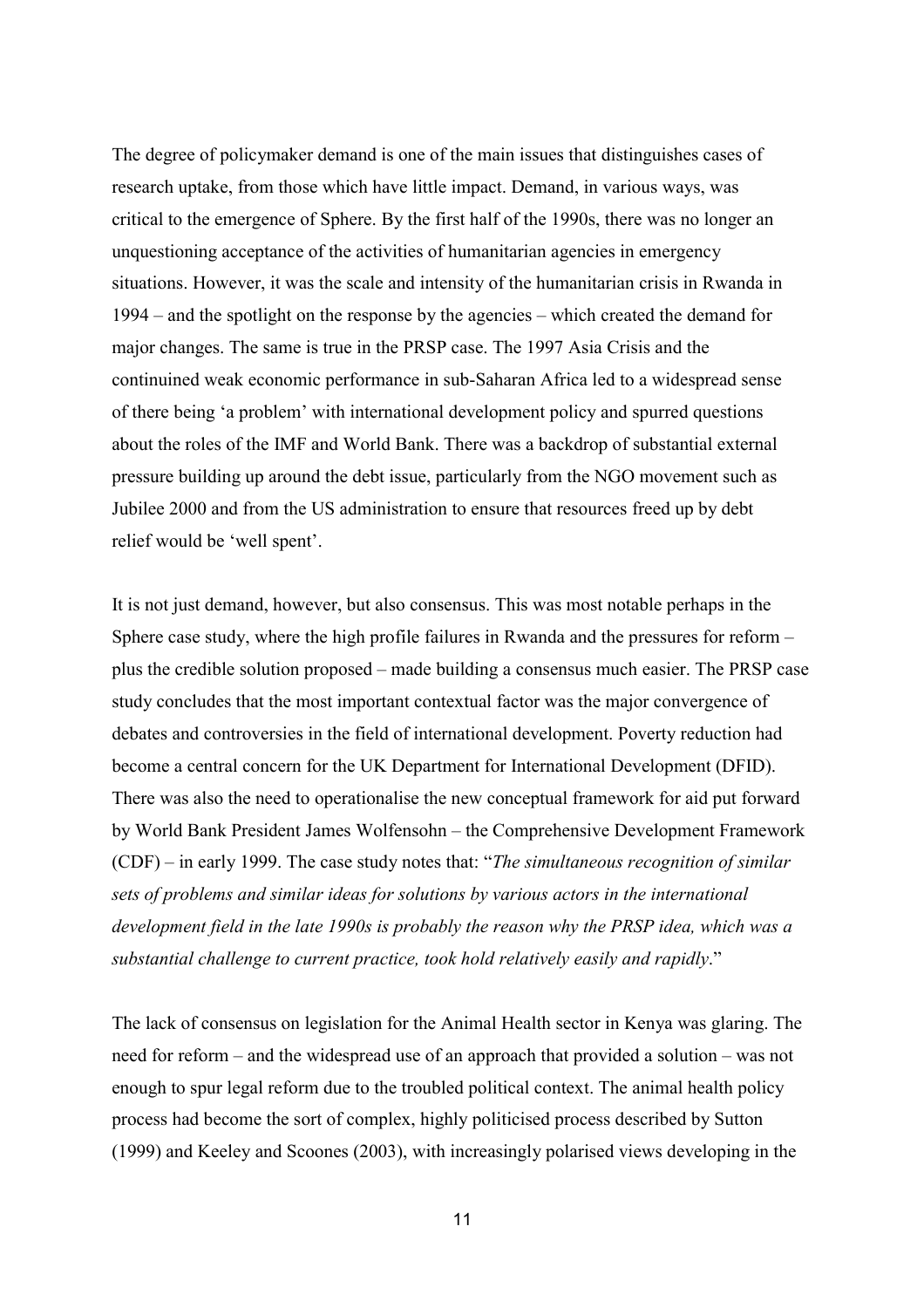The degree of policymaker demand is one of the main issues that distinguishes cases of research uptake, from those which have little impact. Demand, in various ways, was critical to the emergence of Sphere. By the first half of the 1990s, there was no longer an unquestioning acceptance of the activities of humanitarian agencies in emergency situations. However, it was the scale and intensity of the humanitarian crisis in Rwanda in 1994 – and the spotlight on the response by the agencies – which created the demand for major changes. The same is true in the PRSP case. The 1997 Asia Crisis and the continuined weak economic performance in sub-Saharan Africa led to a widespread sense of there being 'a problem' with international development policy and spurred questions about the roles of the IMF and World Bank. There was a backdrop of substantial external pressure building up around the debt issue, particularly from the NGO movement such as Jubilee 2000 and from the US administration to ensure that resources freed up by debt relief would be 'well spent'.

It is not just demand, however, but also consensus. This was most notable perhaps in the Sphere case study, where the high profile failures in Rwanda and the pressures for reform – plus the credible solution proposed – made building a consensus much easier. The PRSP case study concludes that the most important contextual factor was the major convergence of debates and controversies in the field of international development. Poverty reduction had become a central concern for the UK Department for International Development (DFID). There was also the need to operationalise the new conceptual framework for aid put forward by World Bank President James Wolfensohn – the Comprehensive Development Framework (CDF) – in early 1999. The case study notes that: "*The simultaneous recognition of similar sets of problems and similar ideas for solutions by various actors in the international development field in the late 1990s is probably the reason why the PRSP idea, which was a substantial challenge to current practice, took hold relatively easily and rapidly*."

The lack of consensus on legislation for the Animal Health sector in Kenya was glaring. The need for reform – and the widespread use of an approach that provided a solution – was not enough to spur legal reform due to the troubled political context. The animal health policy process had become the sort of complex, highly politicised process described by Sutton (1999) and Keeley and Scoones (2003), with increasingly polarised views developing in the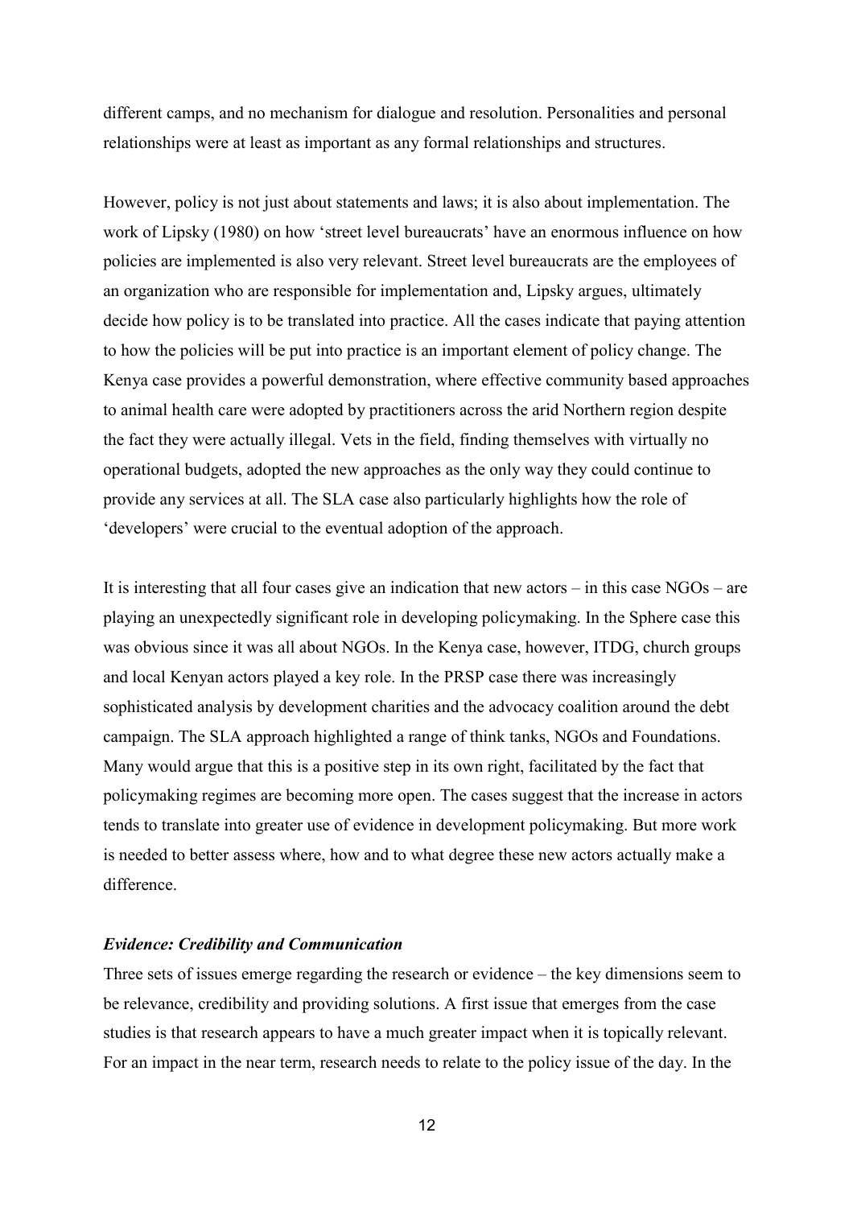different camps, and no mechanism for dialogue and resolution. Personalities and personal relationships were at least as important as any formal relationships and structures.

However, policy is not just about statements and laws; it is also about implementation. The work of Lipsky (1980) on how 'street level bureaucrats' have an enormous influence on how policies are implemented is also very relevant. Street level bureaucrats are the employees of an organization who are responsible for implementation and, Lipsky argues, ultimately decide how policy is to be translated into practice. All the cases indicate that paying attention to how the policies will be put into practice is an important element of policy change. The Kenya case provides a powerful demonstration, where effective community based approaches to animal health care were adopted by practitioners across the arid Northern region despite the fact they were actually illegal. Vets in the field, finding themselves with virtually no operational budgets, adopted the new approaches as the only way they could continue to provide any services at all. The SLA case also particularly highlights how the role of 'developers' were crucial to the eventual adoption of the approach.

It is interesting that all four cases give an indication that new actors – in this case NGOs – are playing an unexpectedly significant role in developing policymaking. In the Sphere case this was obvious since it was all about NGOs. In the Kenya case, however, ITDG, church groups and local Kenyan actors played a key role. In the PRSP case there was increasingly sophisticated analysis by development charities and the advocacy coalition around the debt campaign. The SLA approach highlighted a range of think tanks, NGOs and Foundations. Many would argue that this is a positive step in its own right, facilitated by the fact that policymaking regimes are becoming more open. The cases suggest that the increase in actors tends to translate into greater use of evidence in development policymaking. But more work is needed to better assess where, how and to what degree these new actors actually make a difference.

### *Evidence: Credibility and Communication*

Three sets of issues emerge regarding the research or evidence – the key dimensions seem to be relevance, credibility and providing solutions. A first issue that emerges from the case studies is that research appears to have a much greater impact when it is topically relevant. For an impact in the near term, research needs to relate to the policy issue of the day. In the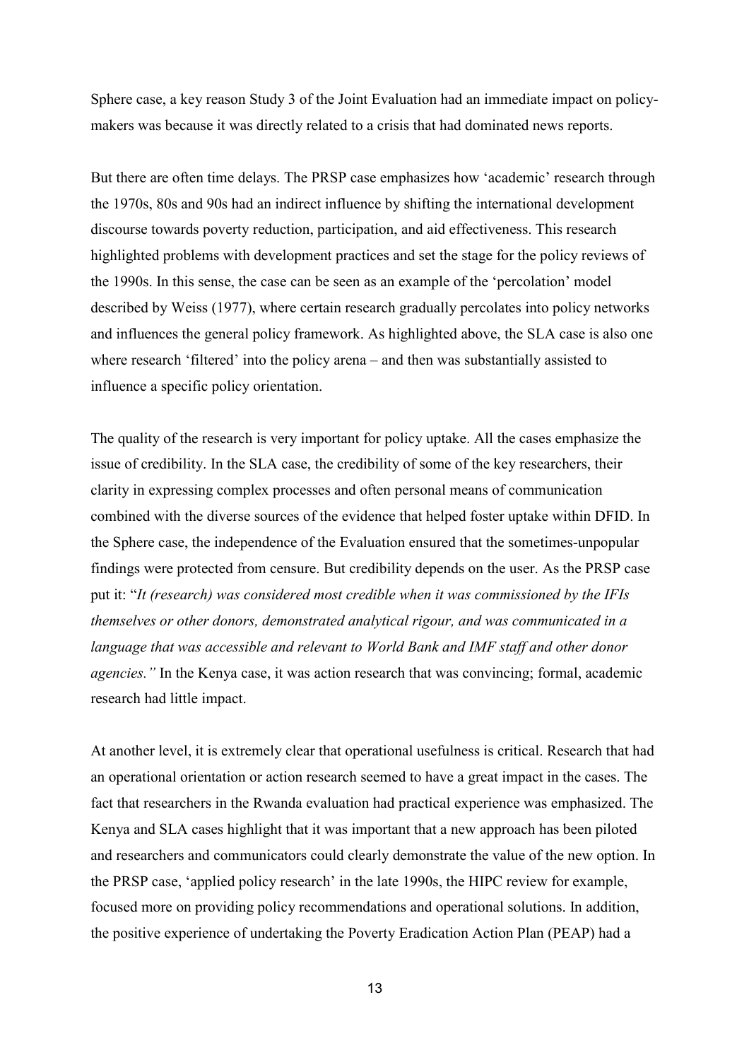Sphere case, a key reason Study 3 of the Joint Evaluation had an immediate impact on policy-makers was because it was directly related to a crisis that had dominated news reports.

But there are often time delays. The PRSP case emphasizes how 'academic' research through the 1970s, 80s and 90s had an indirect influence by shifting the international development discourse towards poverty reduction, participation, and aid effectiveness. This research highlighted problems with development practices and set the stage for the policy reviews of the 1990s. In this sense, the case can be seen as an example of the 'percolation' model described by Weiss (1977), where certain research gradually percolates into policy networks and influences the general policy framework. As highlighted above, the SLA case is also one where research 'filtered' into the policy arena – and then was substantially assisted to influence a specific policy orientation.

The quality of the research is very important for policy uptake. All the cases emphasize the issue of credibility. In the SLA case, the credibility of some of the key researchers, their clarity in expressing complex processes and often personal means of communication combined with the diverse sources of the evidence that helped foster uptake within DFID. In the Sphere case, the independence of the Evaluation ensured that the sometimes-unpopular findings were protected from censure. But credibility depends on the user. As the PRSP case put it: "*It (research) was considered most credible when it was commissioned by the IFIs themselves or other donors, demonstrated analytical rigour, and was communicated in a language that was accessible and relevant to World Bank and IMF staff and other donor agencies.*" In the Kenya case, it was action research that was convincing; formal, academic research had little impact.

At another level, it is extremely clear that operational usefulness is critical. Research that had an operational orientation or action research seemed to have a great impact in the cases. The fact that researchers in the Rwanda evaluation had practical experience was emphasized. The Kenya and SLA cases highlight that it was important that a new approach has been piloted and researchers and communicators could clearly demonstrate the value of the new option. In the PRSP case, 'applied policy research' in the late 1990s, the HIPC review for example, focused more on providing policy recommendations and operational solutions. In addition, the positive experience of undertaking the Poverty Eradication Action Plan (PEAP) had a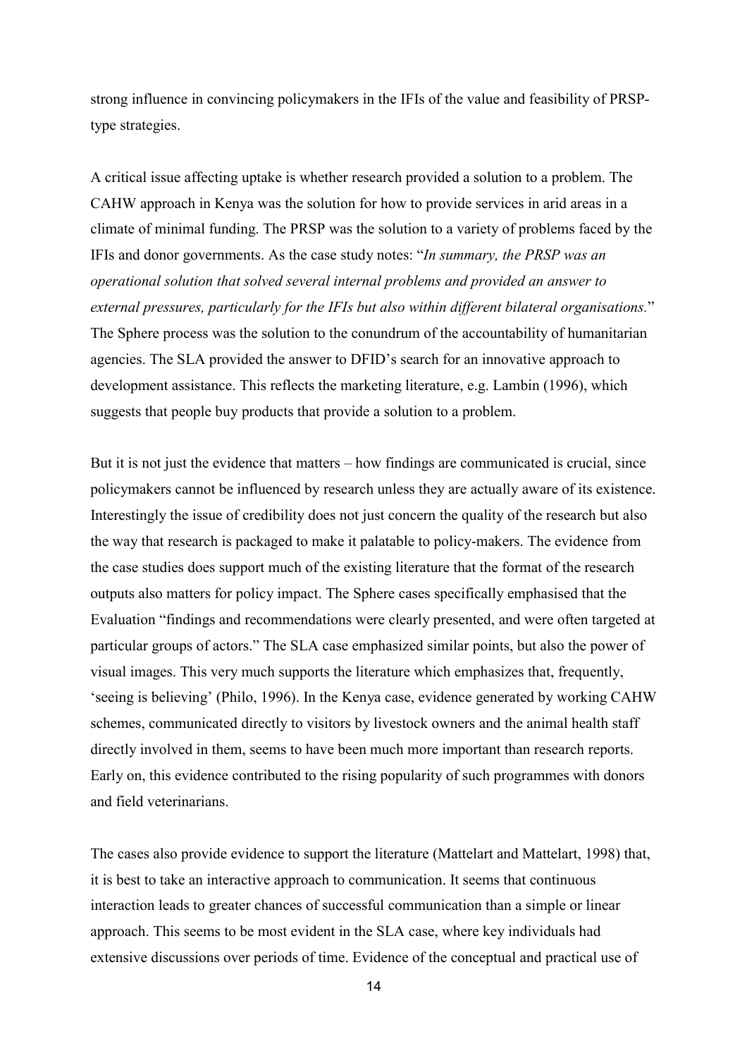strong influence in convincing policymakers in the IFIs of the value and feasibility of PRSP-type strategies.

A critical issue affecting uptake is whether research provided a solution to a problem. The CAHW approach in Kenya was the solution for how to provide services in arid areas in a climate of minimal funding. The PRSP was the solution to a variety of problems faced by the IFIs and donor governments. As the case study notes: "*In summary, the PRSP was an operational solution that solved several internal problems and provided an answer to external pressures, particularly for the IFIs but also within different bilateral organisations.*" The Sphere process was the solution to the conundrum of the accountability of humanitarian agencies. The SLA provided the answer to DFID's search for an innovative approach to development assistance. This reflects the marketing literature, e.g. Lambin (1996), which suggests that people buy products that provide a solution to a problem.

But it is not just the evidence that matters – how findings are communicated is crucial, since policymakers cannot be influenced by research unless they are actually aware of its existence. Interestingly the issue of credibility does not just concern the quality of the research but also the way that research is packaged to make it palatable to policy-makers. The evidence from the case studies does support much of the existing literature that the format of the research outputs also matters for policy impact. The Sphere cases specifically emphasised that the Evaluation "findings and recommendations were clearly presented, and were often targeted at particular groups of actors." The SLA case emphasized similar points, but also the power of visual images. This very much supports the literature which emphasizes that, frequently, 'seeing is believing' (Philo, 1996). In the Kenya case, evidence generated by working CAHW schemes, communicated directly to visitors by livestock owners and the animal health staff directly involved in them, seems to have been much more important than research reports. Early on, this evidence contributed to the rising popularity of such programmes with donors and field veterinarians.

The cases also provide evidence to support the literature (Mattelart and Mattelart, 1998) that, it is best to take an interactive approach to communication. It seems that continuous interaction leads to greater chances of successful communication than a simple or linear approach. This seems to be most evident in the SLA case, where key individuals had extensive discussions over periods of time. Evidence of the conceptual and practical use of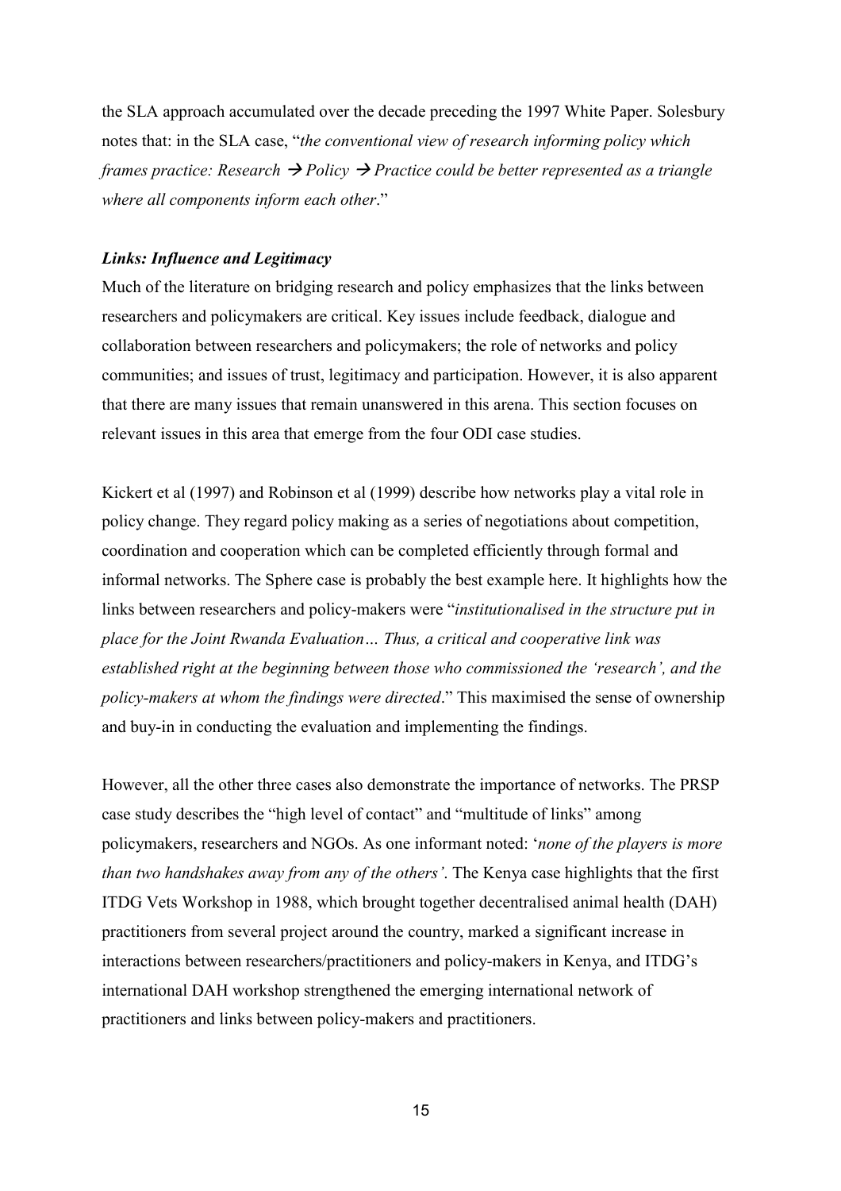the SLA approach accumulated over the decade preceding the 1997 White Paper. Solesbury notes that: in the SLA case, "*the conventional view of research informing policy which frames practice: Research → Policy → Practice could be better represented as a triangle where all components inform each other*."

***Links: Influence and Legitimacy***

Much of the literature on bridging research and policy emphasizes that the links between researchers and policymakers are critical. Key issues include feedback, dialogue and collaboration between researchers and policymakers; the role of networks and policy communities; and issues of trust, legitimacy and participation. However, it is also apparent that there are many issues that remain unanswered in this arena. This section focuses on relevant issues in this area that emerge from the four ODI case studies.

Kickert et al (1997) and Robinson et al (1999) describe how networks play a vital role in policy change. They regard policy making as a series of negotiations about competition, coordination and cooperation which can be completed efficiently through formal and informal networks. The Sphere case is probably the best example here. It highlights how the links between researchers and policy-makers were "*institutionalised in the structure put in place for the Joint Rwanda Evaluation… Thus, a critical and cooperative link was established right at the beginning between those who commissioned the 'research', and the policy-makers at whom the findings were directed*." This maximised the sense of ownership and buy-in in conducting the evaluation and implementing the findings.

However, all the other three cases also demonstrate the importance of networks. The PRSP case study describes the "high level of contact" and "multitude of links" among policymakers, researchers and NGOs. As one informant noted: '*none of the players is more than two handshakes away from any of the others'*. The Kenya case highlights that the first ITDG Vets Workshop in 1988, which brought together decentralised animal health (DAH) practitioners from several project around the country, marked a significant increase in interactions between researchers/practitioners and policy-makers in Kenya, and ITDG's international DAH workshop strengthened the emerging international network of practitioners and links between policy-makers and practitioners.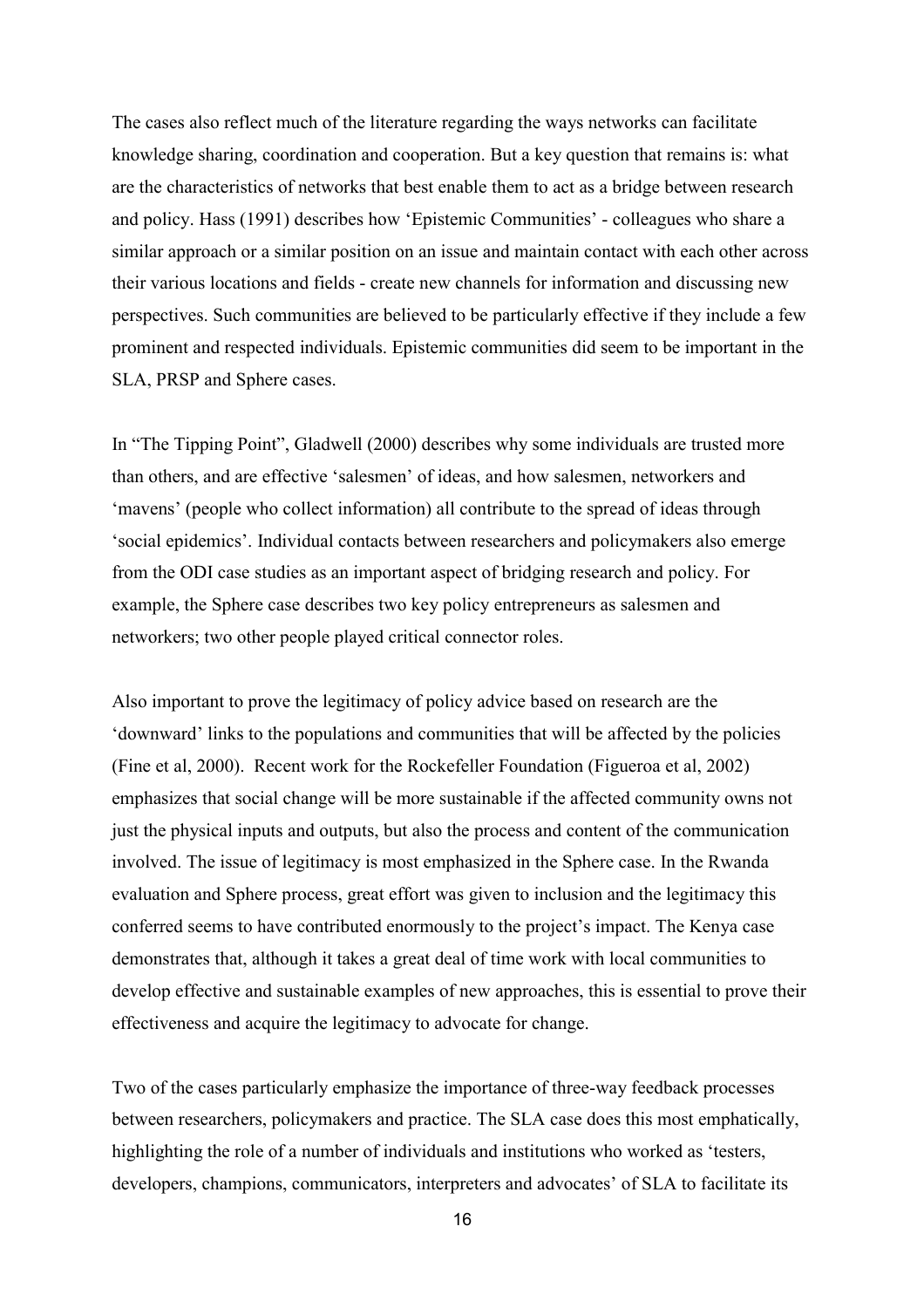The cases also reflect much of the literature regarding the ways networks can facilitate knowledge sharing, coordination and cooperation. But a key question that remains is: what are the characteristics of networks that best enable them to act as a bridge between research and policy. Hass (1991) describes how 'Epistemic Communities' - colleagues who share a similar approach or a similar position on an issue and maintain contact with each other across their various locations and fields - create new channels for information and discussing new perspectives. Such communities are believed to be particularly effective if they include a few prominent and respected individuals. Epistemic communities did seem to be important in the SLA, PRSP and Sphere cases.

In "The Tipping Point", Gladwell (2000) describes why some individuals are trusted more than others, and are effective 'salesmen' of ideas, and how salesmen, networkers and 'mavens' (people who collect information) all contribute to the spread of ideas through 'social epidemics'. Individual contacts between researchers and policymakers also emerge from the ODI case studies as an important aspect of bridging research and policy. For example, the Sphere case describes two key policy entrepreneurs as salesmen and networkers; two other people played critical connector roles.

Also important to prove the legitimacy of policy advice based on research are the 'downward' links to the populations and communities that will be affected by the policies (Fine et al, 2000). Recent work for the Rockefeller Foundation (Figueroa et al, 2002) emphasizes that social change will be more sustainable if the affected community owns not just the physical inputs and outputs, but also the process and content of the communication involved. The issue of legitimacy is most emphasized in the Sphere case. In the Rwanda evaluation and Sphere process, great effort was given to inclusion and the legitimacy this conferred seems to have contributed enormously to the project's impact. The Kenya case demonstrates that, although it takes a great deal of time work with local communities to develop effective and sustainable examples of new approaches, this is essential to prove their effectiveness and acquire the legitimacy to advocate for change.

Two of the cases particularly emphasize the importance of three-way feedback processes between researchers, policymakers and practice. The SLA case does this most emphatically, highlighting the role of a number of individuals and institutions who worked as 'testers, developers, champions, communicators, interpreters and advocates' of SLA to facilitate its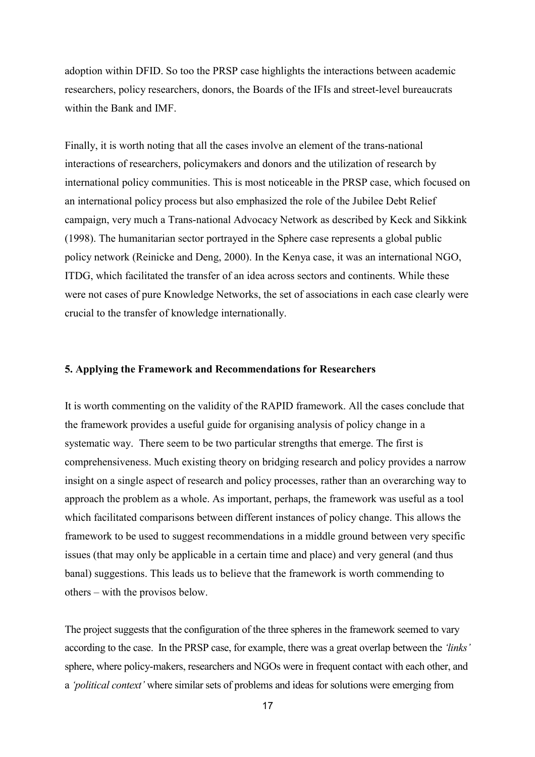adoption within DFID. So too the PRSP case highlights the interactions between academic researchers, policy researchers, donors, the Boards of the IFIs and street-level bureaucrats within the Bank and IMF.

Finally, it is worth noting that all the cases involve an element of the trans-national interactions of researchers, policymakers and donors and the utilization of research by international policy communities. This is most noticeable in the PRSP case, which focused on an international policy process but also emphasized the role of the Jubilee Debt Relief campaign, very much a Trans-national Advocacy Network as described by Keck and Sikkink (1998). The humanitarian sector portrayed in the Sphere case represents a global public policy network (Reinicke and Deng, 2000). In the Kenya case, it was an international NGO, ITDG, which facilitated the transfer of an idea across sectors and continents. While these were not cases of pure Knowledge Networks, the set of associations in each case clearly were crucial to the transfer of knowledge internationally.

### 5. Applying the Framework and Recommendations for Researchers

It is worth commenting on the validity of the RAPID framework. All the cases conclude that the framework provides a useful guide for organising analysis of policy change in a systematic way. There seem to be two particular strengths that emerge. The first is comprehensiveness. Much existing theory on bridging research and policy provides a narrow insight on a single aspect of research and policy processes, rather than an overarching way to approach the problem as a whole. As important, perhaps, the framework was useful as a tool which facilitated comparisons between different instances of policy change. This allows the framework to be used to suggest recommendations in a middle ground between very specific issues (that may only be applicable in a certain time and place) and very general (and thus banal) suggestions. This leads us to believe that the framework is worth commending to others – with the provisos below.

The project suggests that the configuration of the three spheres in the framework seemed to vary according to the case. In the PRSP case, for example, there was a great overlap between the *'links'* sphere, where policy-makers, researchers and NGOs were in frequent contact with each other, and a *'political context'* where similar sets of problems and ideas for solutions were emerging from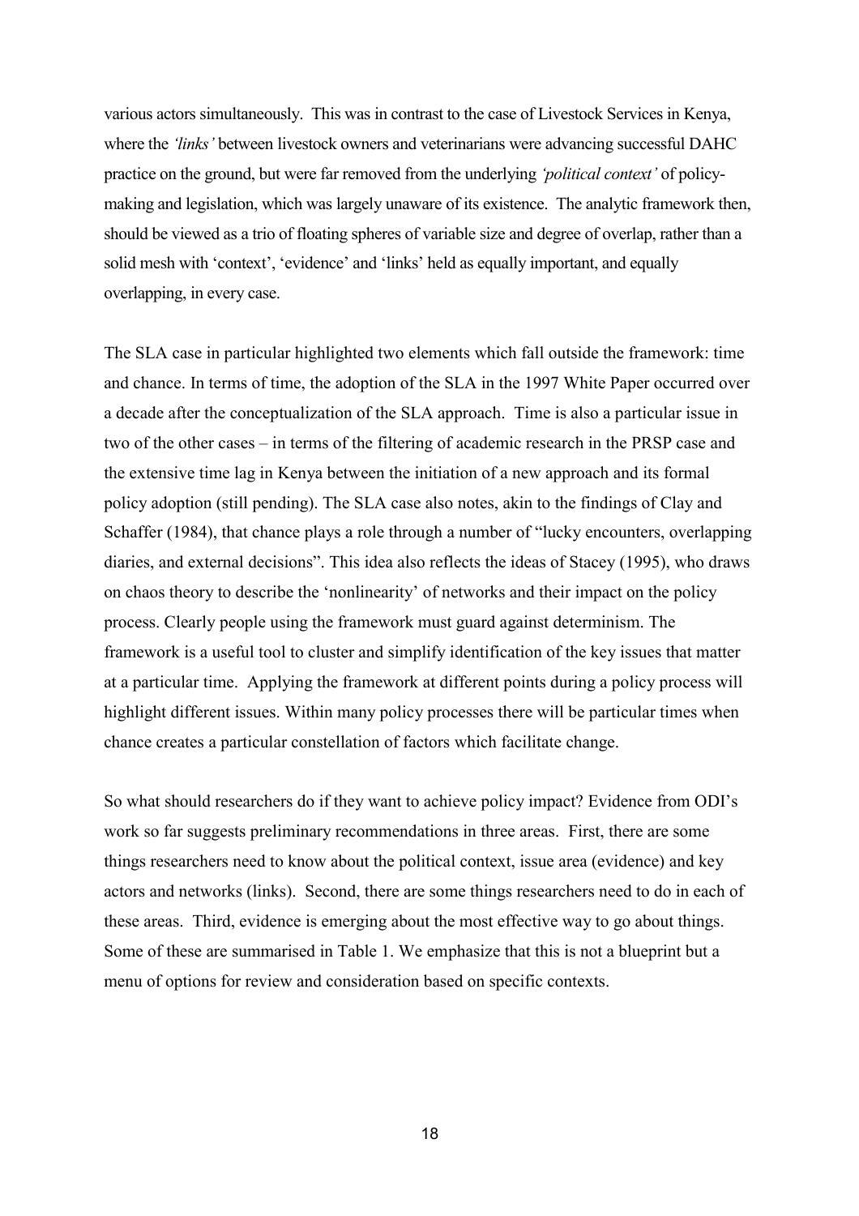various actors simultaneously. This was in contrast to the case of Livestock Services in Kenya, where the *'links'* between livestock owners and veterinarians were advancing successful DAHC practice on the ground, but were far removed from the underlying *'political context'* of policy-making and legislation, which was largely unaware of its existence. The analytic framework then, should be viewed as a trio of floating spheres of variable size and degree of overlap, rather than a solid mesh with 'context', 'evidence' and 'links' held as equally important, and equally overlapping, in every case.

The SLA case in particular highlighted two elements which fall outside the framework: time and chance. In terms of time, the adoption of the SLA in the 1997 White Paper occurred over a decade after the conceptualization of the SLA approach. Time is also a particular issue in two of the other cases – in terms of the filtering of academic research in the PRSP case and the extensive time lag in Kenya between the initiation of a new approach and its formal policy adoption (still pending). The SLA case also notes, akin to the findings of Clay and Schaffer (1984), that chance plays a role through a number of "lucky encounters, overlapping diaries, and external decisions". This idea also reflects the ideas of Stacey (1995), who draws on chaos theory to describe the 'nonlinearity' of networks and their impact on the policy process. Clearly people using the framework must guard against determinism. The framework is a useful tool to cluster and simplify identification of the key issues that matter at a particular time. Applying the framework at different points during a policy process will highlight different issues. Within many policy processes there will be particular times when chance creates a particular constellation of factors which facilitate change.

So what should researchers do if they want to achieve policy impact? Evidence from ODI's work so far suggests preliminary recommendations in three areas. First, there are some things researchers need to know about the political context, issue area (evidence) and key actors and networks (links). Second, there are some things researchers need to do in each of these areas. Third, evidence is emerging about the most effective way to go about things. Some of these are summarised in Table 1. We emphasize that this is not a blueprint but a menu of options for review and consideration based on specific contexts.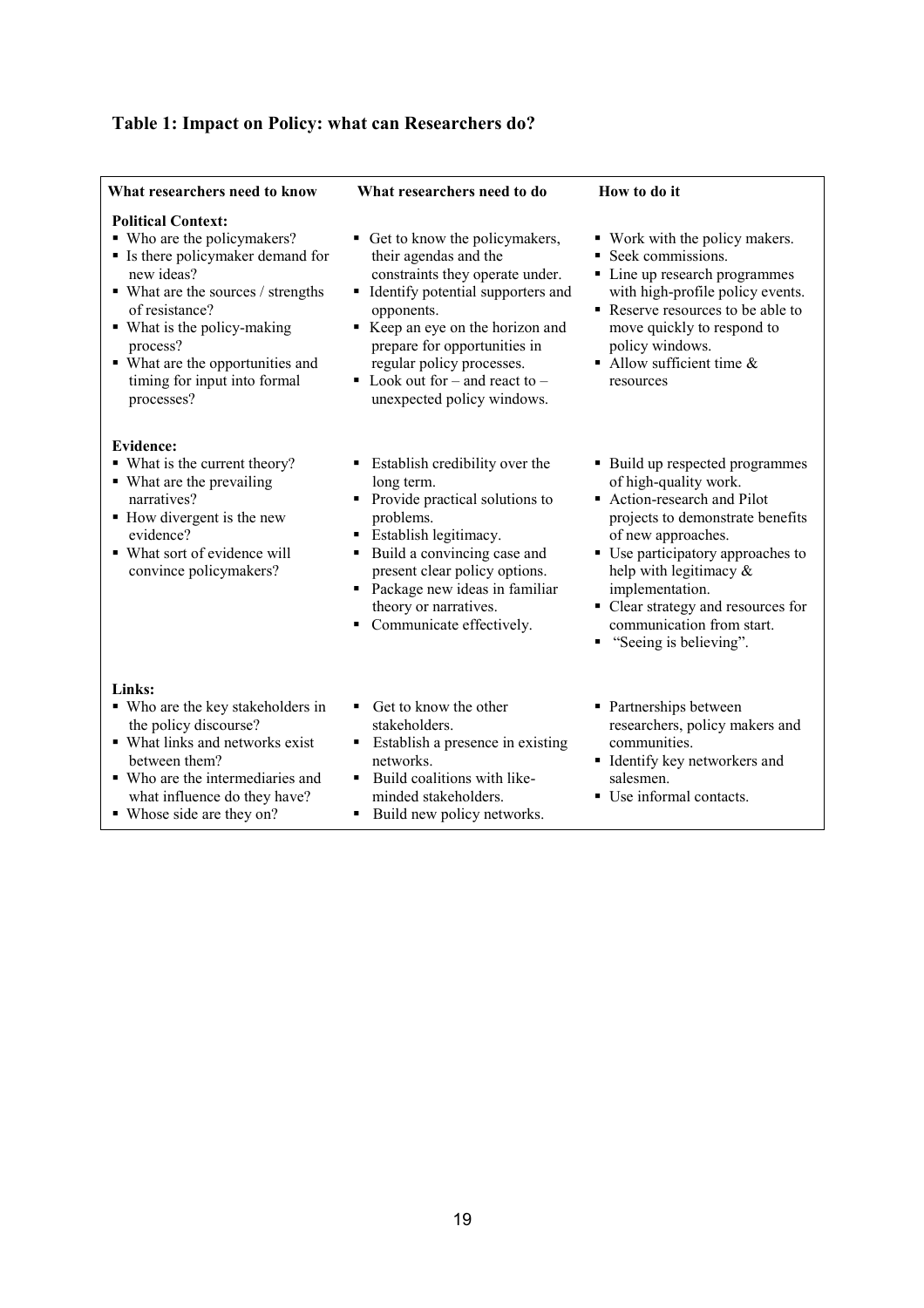## Table 1: Impact on Policy: what can Researchers do?

| What researchers need to know | What researchers need to do | How to do it |
|---|---|---|
| **Political Context:**<br>▪ Who are the policymakers?<br>▪ Is there policymaker demand for new ideas?<br>▪ What are the sources / strengths of resistance?<br>▪ What is the policy-making process?<br>▪ What are the opportunities and timing for input into formal processes? | ▪ Get to know the policymakers, their agendas and the constraints they operate under.<br>▪ Identify potential supporters and opponents.<br>▪ Keep an eye on the horizon and prepare for opportunities in regular policy processes.<br>▪ Look out for – and react to – unexpected policy windows. | ▪ Work with the policy makers.<br>▪ Seek commissions.<br>▪ Line up research programmes with high-profile policy events.<br>▪ Reserve resources to be able to move quickly to respond to policy windows.<br>▪ Allow sufficient time & resources |
| **Evidence:**<br>▪ What is the current theory?<br>▪ What are the prevailing narratives?<br>▪ How divergent is the new evidence?<br>▪ What sort of evidence will convince policymakers? | ▪ Establish credibility over the long term.<br>▪ Provide practical solutions to problems.<br>▪ Establish legitimacy.<br>▪ Build a convincing case and present clear policy options.<br>▪ Package new ideas in familiar theory or narratives.<br>▪ Communicate effectively. | ▪ Build up respected programmes of high-quality work.<br>▪ Action-research and Pilot projects to demonstrate benefits of new approaches.<br>▪ Use participatory approaches to help with legitimacy & implementation.<br>▪ Clear strategy and resources for communication from start.<br>▪ "Seeing is believing". |
| **Links:**<br>▪ Who are the key stakeholders in the policy discourse?<br>▪ What links and networks exist between them?<br>▪ Who are the intermediaries and what influence do they have?<br>▪ Whose side are they on? | ▪ Get to know the other stakeholders.<br>▪ Establish a presence in existing networks.<br>▪ Build coalitions with like-minded stakeholders.<br>▪ Build new policy networks. | ▪ Partnerships between researchers, policy makers and communities.<br>▪ Identify key networkers and salesmen.<br>▪ Use informal contacts. |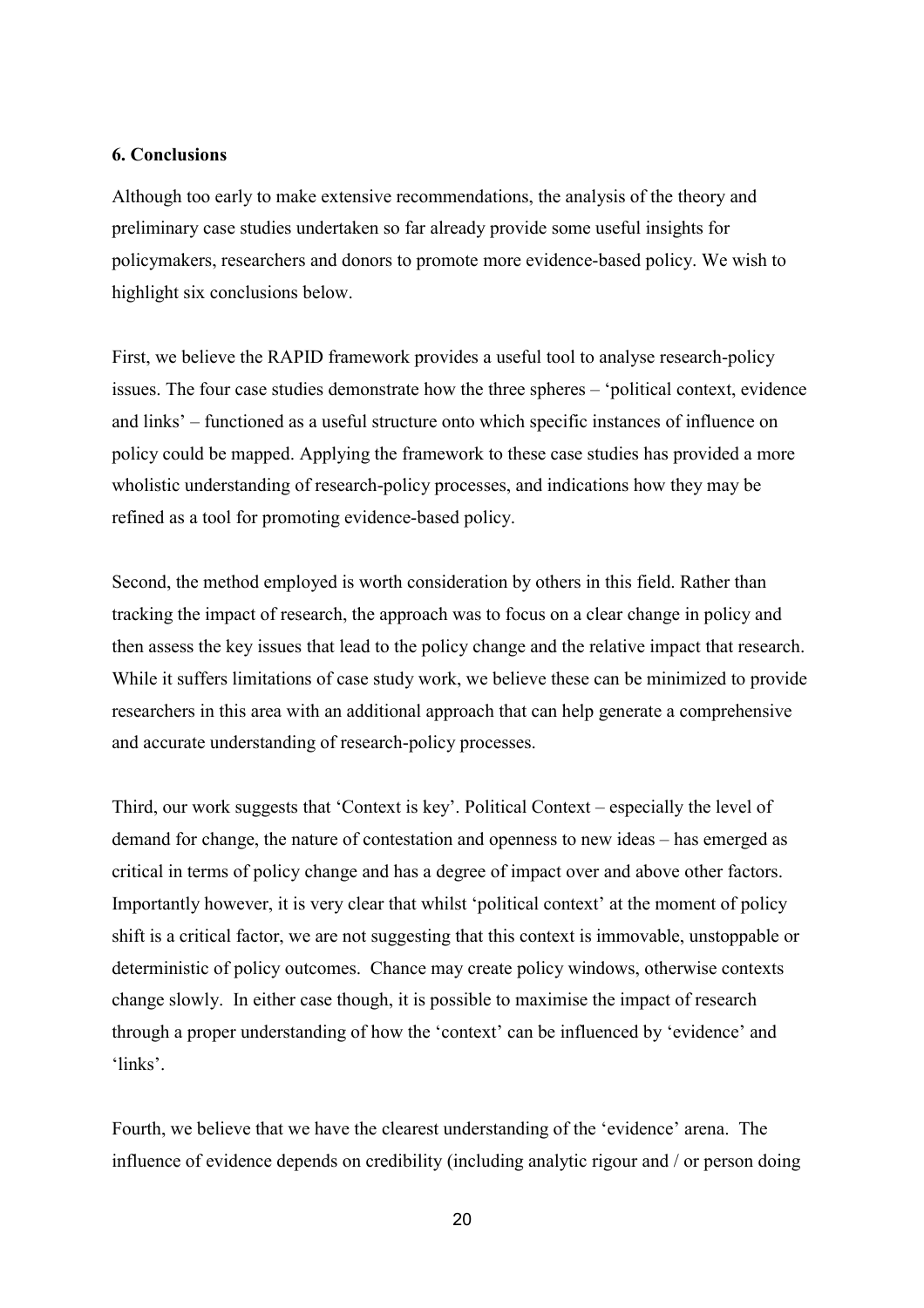**6. Conclusions**

Although too early to make extensive recommendations, the analysis of the theory and preliminary case studies undertaken so far already provide some useful insights for policymakers, researchers and donors to promote more evidence-based policy. We wish to highlight six conclusions below.

First, we believe the RAPID framework provides a useful tool to analyse research-policy issues. The four case studies demonstrate how the three spheres – 'political context, evidence and links' – functioned as a useful structure onto which specific instances of influence on policy could be mapped. Applying the framework to these case studies has provided a more wholistic understanding of research-policy processes, and indications how they may be refined as a tool for promoting evidence-based policy.

Second, the method employed is worth consideration by others in this field. Rather than tracking the impact of research, the approach was to focus on a clear change in policy and then assess the key issues that lead to the policy change and the relative impact that research. While it suffers limitations of case study work, we believe these can be minimized to provide researchers in this area with an additional approach that can help generate a comprehensive and accurate understanding of research-policy processes.

Third, our work suggests that 'Context is key'. Political Context – especially the level of demand for change, the nature of contestation and openness to new ideas – has emerged as critical in terms of policy change and has a degree of impact over and above other factors. Importantly however, it is very clear that whilst 'political context' at the moment of policy shift is a critical factor, we are not suggesting that this context is immovable, unstoppable or deterministic of policy outcomes. Chance may create policy windows, otherwise contexts change slowly. In either case though, it is possible to maximise the impact of research through a proper understanding of how the 'context' can be influenced by 'evidence' and 'links'.

Fourth, we believe that we have the clearest understanding of the 'evidence' arena. The influence of evidence depends on credibility (including analytic rigour and / or person doing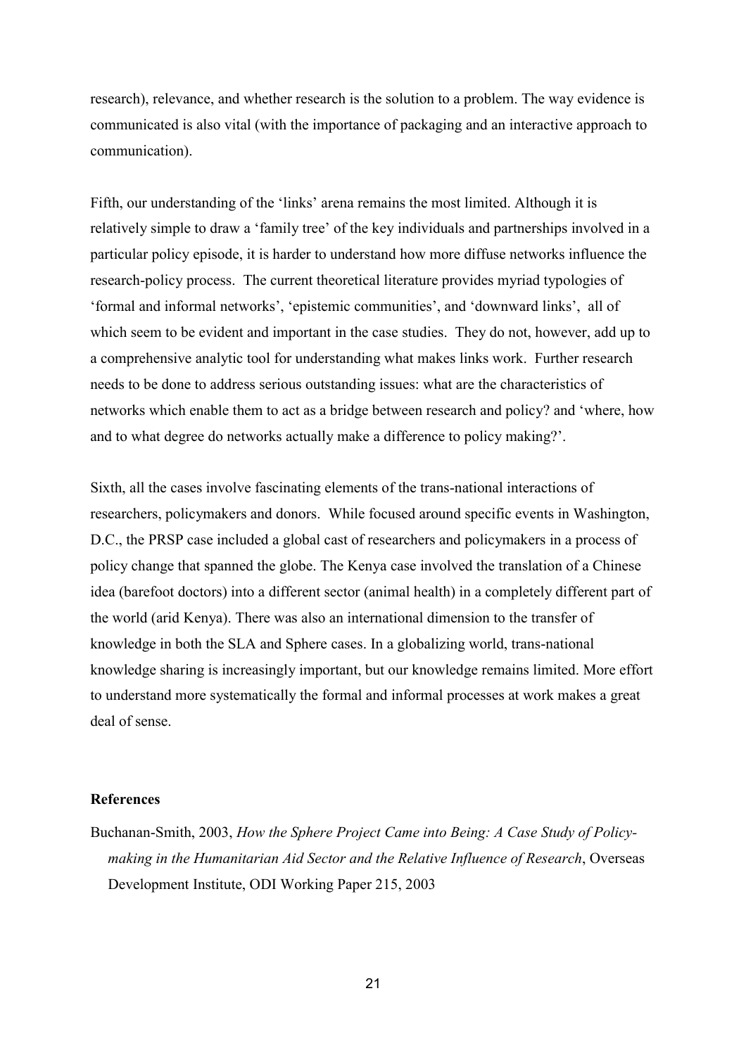research), relevance, and whether research is the solution to a problem. The way evidence is communicated is also vital (with the importance of packaging and an interactive approach to communication).

Fifth, our understanding of the 'links' arena remains the most limited. Although it is relatively simple to draw a 'family tree' of the key individuals and partnerships involved in a particular policy episode, it is harder to understand how more diffuse networks influence the research-policy process. The current theoretical literature provides myriad typologies of 'formal and informal networks', 'epistemic communities', and 'downward links', all of which seem to be evident and important in the case studies. They do not, however, add up to a comprehensive analytic tool for understanding what makes links work. Further research needs to be done to address serious outstanding issues: what are the characteristics of networks which enable them to act as a bridge between research and policy? and 'where, how and to what degree do networks actually make a difference to policy making?'.

Sixth, all the cases involve fascinating elements of the trans-national interactions of researchers, policymakers and donors. While focused around specific events in Washington, D.C., the PRSP case included a global cast of researchers and policymakers in a process of policy change that spanned the globe. The Kenya case involved the translation of a Chinese idea (barefoot doctors) into a different sector (animal health) in a completely different part of the world (arid Kenya). There was also an international dimension to the transfer of knowledge in both the SLA and Sphere cases. In a globalizing world, trans-national knowledge sharing is increasingly important, but our knowledge remains limited. More effort to understand more systematically the formal and informal processes at work makes a great deal of sense.

## References

Buchanan-Smith, 2003, *How the Sphere Project Came into Being: A Case Study of Policy-making in the Humanitarian Aid Sector and the Relative Influence of Research*, Overseas Development Institute, ODI Working Paper 215, 2003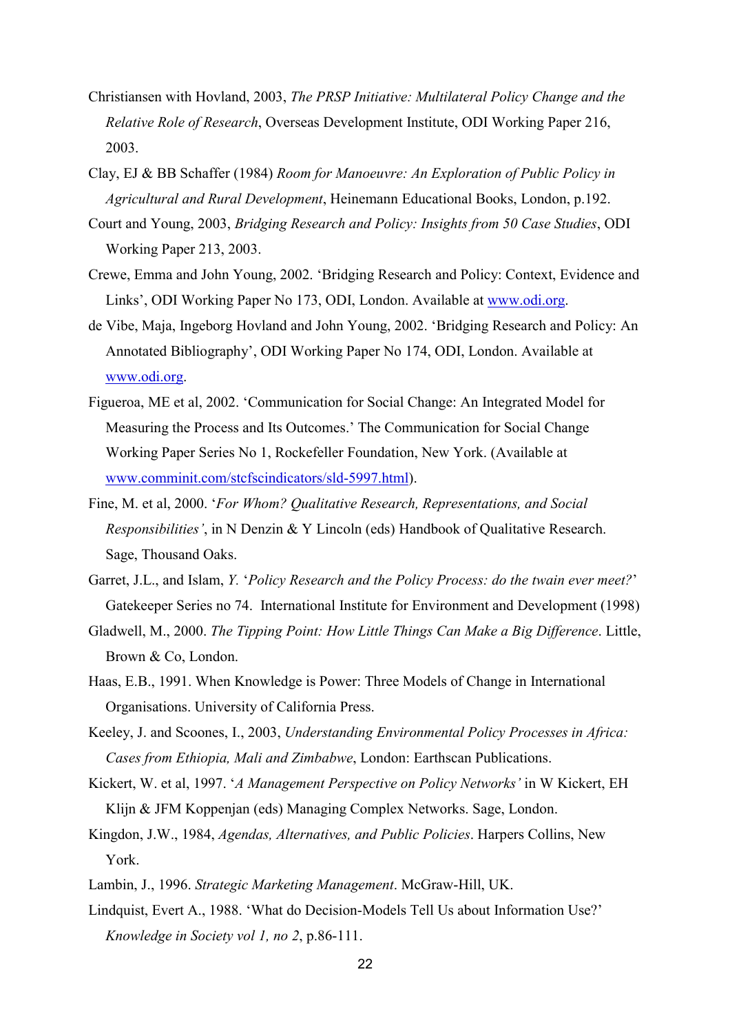Christiansen with Hovland, 2003, *The PRSP Initiative: Multilateral Policy Change and the Relative Role of Research*, Overseas Development Institute, ODI Working Paper 216, 2003.

Clay, EJ & BB Schaffer (1984) *Room for Manoeuvre: An Exploration of Public Policy in Agricultural and Rural Development*, Heinemann Educational Books, London, p.192.

Court and Young, 2003, *Bridging Research and Policy: Insights from 50 Case Studies*, ODI Working Paper 213, 2003.

Crewe, Emma and John Young, 2002. 'Bridging Research and Policy: Context, Evidence and Links', ODI Working Paper No 173, ODI, London. Available at www.odi.org.

de Vibe, Maja, Ingeborg Hovland and John Young, 2002. 'Bridging Research and Policy: An Annotated Bibliography', ODI Working Paper No 174, ODI, London. Available at www.odi.org.

Figueroa, ME et al, 2002. 'Communication for Social Change: An Integrated Model for Measuring the Process and Its Outcomes.' The Communication for Social Change Working Paper Series No 1, Rockefeller Foundation, New York. (Available at www.comminit.com/stcfscindicators/sld-5997.html).

Fine, M. et al, 2000. '*For Whom? Qualitative Research, Representations, and Social Responsibilities'*, in N Denzin & Y Lincoln (eds) Handbook of Qualitative Research. Sage, Thousand Oaks.

Garret, J.L., and Islam, *Y.* '*Policy Research and the Policy Process: do the twain ever meet?*' Gatekeeper Series no 74. International Institute for Environment and Development (1998)

Gladwell, M., 2000. *The Tipping Point: How Little Things Can Make a Big Difference*. Little, Brown & Co, London.

Haas, E.B., 1991. When Knowledge is Power: Three Models of Change in International Organisations. University of California Press.

Keeley, J. and Scoones, I., 2003, *Understanding Environmental Policy Processes in Africa: Cases from Ethiopia, Mali and Zimbabwe*, London: Earthscan Publications.

Kickert, W. et al, 1997. '*A Management Perspective on Policy Networks'* in W Kickert, EH Klijn & JFM Koppenjan (eds) Managing Complex Networks. Sage, London.

Kingdon, J.W., 1984, *Agendas, Alternatives, and Public Policies*. Harpers Collins, New York.

Lambin, J., 1996. *Strategic Marketing Management*. McGraw-Hill, UK.

Lindquist, Evert A., 1988. 'What do Decision-Models Tell Us about Information Use?' *Knowledge in Society vol 1, no 2*, p.86-111.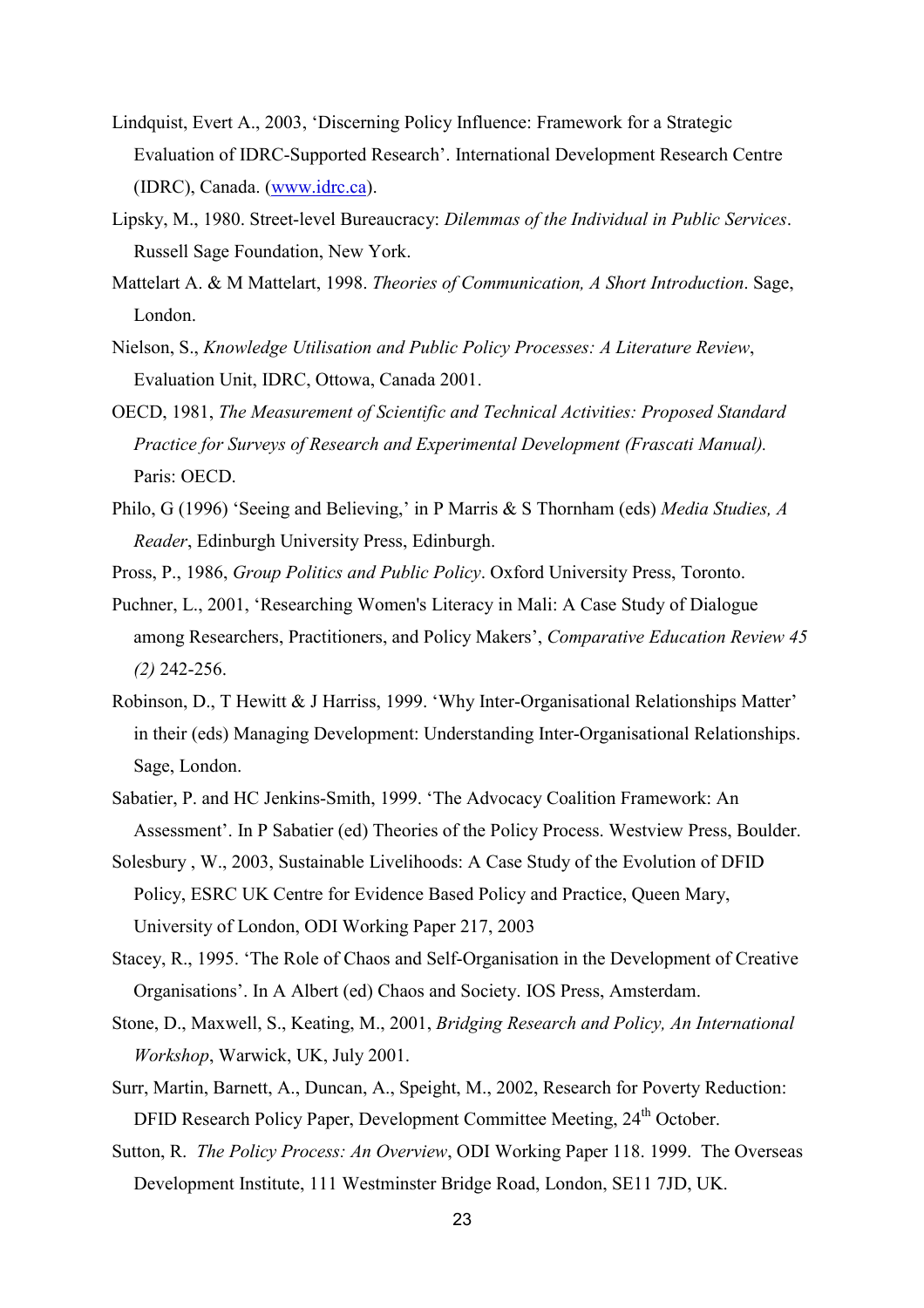Lindquist, Evert A., 2003, 'Discerning Policy Influence: Framework for a Strategic Evaluation of IDRC-Supported Research'. International Development Research Centre (IDRC), Canada. (www.idrc.ca).

Lipsky, M., 1980. Street-level Bureaucracy: *Dilemmas of the Individual in Public Services*. Russell Sage Foundation, New York.

Mattelart A. & M Mattelart, 1998. *Theories of Communication, A Short Introduction*. Sage, London.

Nielson, S., *Knowledge Utilisation and Public Policy Processes: A Literature Review*, Evaluation Unit, IDRC, Ottowa, Canada 2001.

OECD, 1981, *The Measurement of Scientific and Technical Activities: Proposed Standard Practice for Surveys of Research and Experimental Development (Frascati Manual).* Paris: OECD.

Philo, G (1996) 'Seeing and Believing,' in P Marris & S Thornham (eds) *Media Studies, A Reader*, Edinburgh University Press, Edinburgh.

Pross, P., 1986, *Group Politics and Public Policy*. Oxford University Press, Toronto.

Puchner, L., 2001, 'Researching Women's Literacy in Mali: A Case Study of Dialogue among Researchers, Practitioners, and Policy Makers', *Comparative Education Review 45 (2)* 242-256.

Robinson, D., T Hewitt & J Harriss, 1999. 'Why Inter-Organisational Relationships Matter' in their (eds) Managing Development: Understanding Inter-Organisational Relationships. Sage, London.

Sabatier, P. and HC Jenkins-Smith, 1999. 'The Advocacy Coalition Framework: An Assessment'. In P Sabatier (ed) Theories of the Policy Process. Westview Press, Boulder.

Solesbury , W., 2003, Sustainable Livelihoods: A Case Study of the Evolution of DFID Policy, ESRC UK Centre for Evidence Based Policy and Practice, Queen Mary, University of London, ODI Working Paper 217, 2003

Stacey, R., 1995. 'The Role of Chaos and Self-Organisation in the Development of Creative Organisations'. In A Albert (ed) Chaos and Society. IOS Press, Amsterdam.

Stone, D., Maxwell, S., Keating, M., 2001, *Bridging Research and Policy, An International Workshop*, Warwick, UK, July 2001.

Surr, Martin, Barnett, A., Duncan, A., Speight, M., 2002, Research for Poverty Reduction: DFID Research Policy Paper, Development Committee Meeting, 24th October.

Sutton, R. *The Policy Process: An Overview*, ODI Working Paper 118. 1999. The Overseas Development Institute, 111 Westminster Bridge Road, London, SE11 7JD, UK.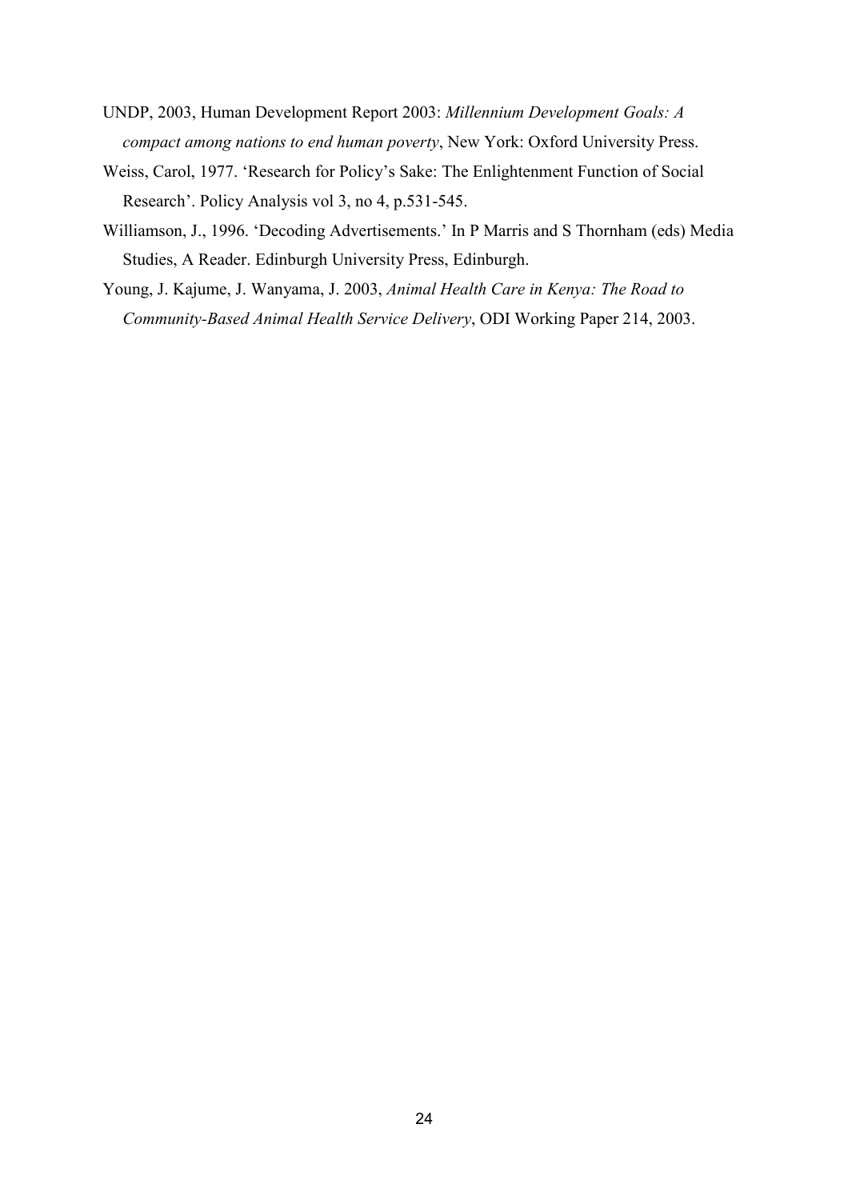UNDP, 2003, Human Development Report 2003: *Millennium Development Goals: A compact among nations to end human poverty*, New York: Oxford University Press.

Weiss, Carol, 1977. 'Research for Policy's Sake: The Enlightenment Function of Social Research'. Policy Analysis vol 3, no 4, p.531-545.

Williamson, J., 1996. 'Decoding Advertisements.' In P Marris and S Thornham (eds) Media Studies, A Reader. Edinburgh University Press, Edinburgh.

Young, J. Kajume, J. Wanyama, J. 2003, *Animal Health Care in Kenya: The Road to Community-Based Animal Health Service Delivery*, ODI Working Paper 214, 2003.